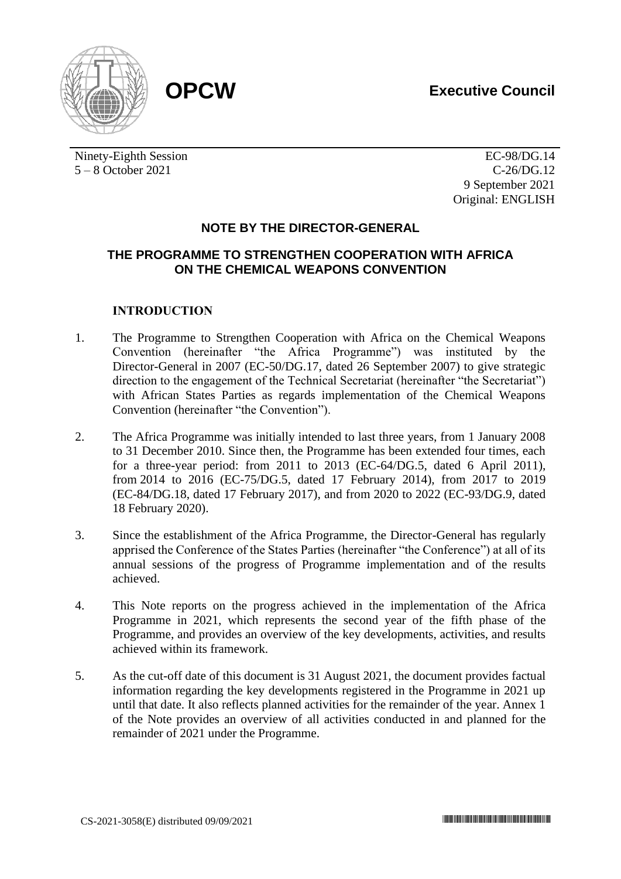**OPCW**

**Executive Council**

Ninety-Eighth Session
5 – 8 October 2021

EC-98/DG.14
C-26/DG.12
9 September 2021
Original: ENGLISH

## NOTE BY THE DIRECTOR-GENERAL

## THE PROGRAMME TO STRENGTHEN COOPERATION WITH AFRICA ON THE CHEMICAL WEAPONS CONVENTION

### INTRODUCTION

1. The Programme to Strengthen Cooperation with Africa on the Chemical Weapons Convention (hereinafter "the Africa Programme") was instituted by the Director-General in 2007 (EC-50/DG.17, dated 26 September 2007) to give strategic direction to the engagement of the Technical Secretariat (hereinafter "the Secretariat") with African States Parties as regards implementation of the Chemical Weapons Convention (hereinafter "the Convention").

2. The Africa Programme was initially intended to last three years, from 1 January 2008 to 31 December 2010. Since then, the Programme has been extended four times, each for a three-year period: from 2011 to 2013 (EC-64/DG.5, dated 6 April 2011), from 2014 to 2016 (EC-75/DG.5, dated 17 February 2014), from 2017 to 2019 (EC-84/DG.18, dated 17 February 2017), and from 2020 to 2022 (EC-93/DG.9, dated 18 February 2020).

3. Since the establishment of the Africa Programme, the Director-General has regularly apprised the Conference of the States Parties (hereinafter "the Conference") at all of its annual sessions of the progress of Programme implementation and of the results achieved.

4. This Note reports on the progress achieved in the implementation of the Africa Programme in 2021, which represents the second year of the fifth phase of the Programme, and provides an overview of the key developments, activities, and results achieved within its framework.

5. As the cut-off date of this document is 31 August 2021, the document provides factual information regarding the key developments registered in the Programme in 2021 up until that date. It also reflects planned activities for the remainder of the year. Annex 1 of the Note provides an overview of all activities conducted in and planned for the remainder of 2021 under the Programme.

CS-2021-3058(E) distributed 09/09/2021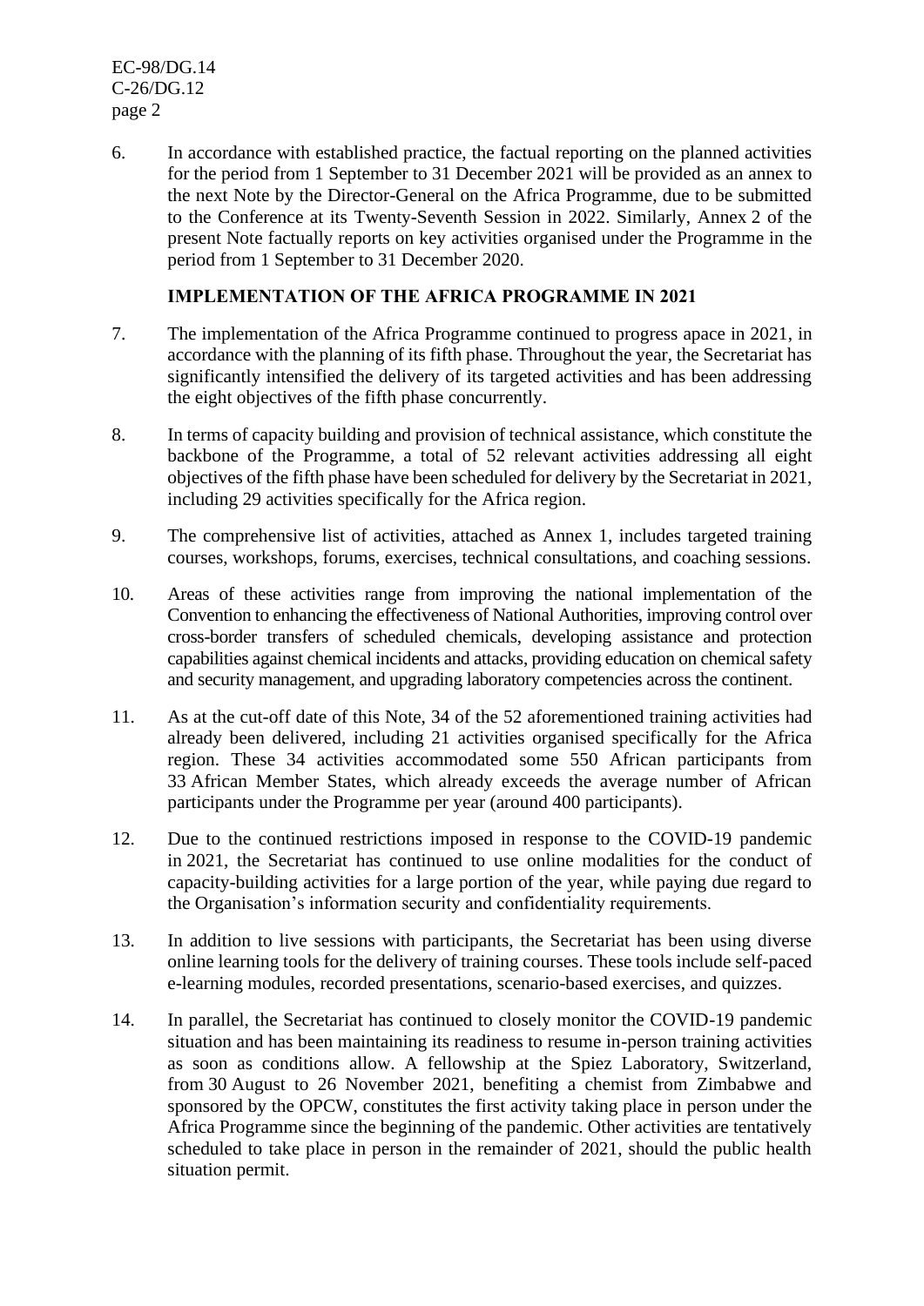6. In accordance with established practice, the factual reporting on the planned activities for the period from 1 September to 31 December 2021 will be provided as an annex to the next Note by the Director-General on the Africa Programme, due to be submitted to the Conference at its Twenty-Seventh Session in 2022. Similarly, Annex 2 of the present Note factually reports on key activities organised under the Programme in the period from 1 September to 31 December 2020.

## IMPLEMENTATION OF THE AFRICA PROGRAMME IN 2021

7. The implementation of the Africa Programme continued to progress apace in 2021, in accordance with the planning of its fifth phase. Throughout the year, the Secretariat has significantly intensified the delivery of its targeted activities and has been addressing the eight objectives of the fifth phase concurrently.

8. In terms of capacity building and provision of technical assistance, which constitute the backbone of the Programme, a total of 52 relevant activities addressing all eight objectives of the fifth phase have been scheduled for delivery by the Secretariat in 2021, including 29 activities specifically for the Africa region.

9. The comprehensive list of activities, attached as Annex 1, includes targeted training courses, workshops, forums, exercises, technical consultations, and coaching sessions.

10. Areas of these activities range from improving the national implementation of the Convention to enhancing the effectiveness of National Authorities, improving control over cross-border transfers of scheduled chemicals, developing assistance and protection capabilities against chemical incidents and attacks, providing education on chemical safety and security management, and upgrading laboratory competencies across the continent.

11. As at the cut-off date of this Note, 34 of the 52 aforementioned training activities had already been delivered, including 21 activities organised specifically for the Africa region. These 34 activities accommodated some 550 African participants from 33 African Member States, which already exceeds the average number of African participants under the Programme per year (around 400 participants).

12. Due to the continued restrictions imposed in response to the COVID-19 pandemic in 2021, the Secretariat has continued to use online modalities for the conduct of capacity-building activities for a large portion of the year, while paying due regard to the Organisation's information security and confidentiality requirements.

13. In addition to live sessions with participants, the Secretariat has been using diverse online learning tools for the delivery of training courses. These tools include self-paced e-learning modules, recorded presentations, scenario-based exercises, and quizzes.

14. In parallel, the Secretariat has continued to closely monitor the COVID-19 pandemic situation and has been maintaining its readiness to resume in-person training activities as soon as conditions allow. A fellowship at the Spiez Laboratory, Switzerland, from 30 August to 26 November 2021, benefiting a chemist from Zimbabwe and sponsored by the OPCW, constitutes the first activity taking place in person under the Africa Programme since the beginning of the pandemic. Other activities are tentatively scheduled to take place in person in the remainder of 2021, should the public health situation permit.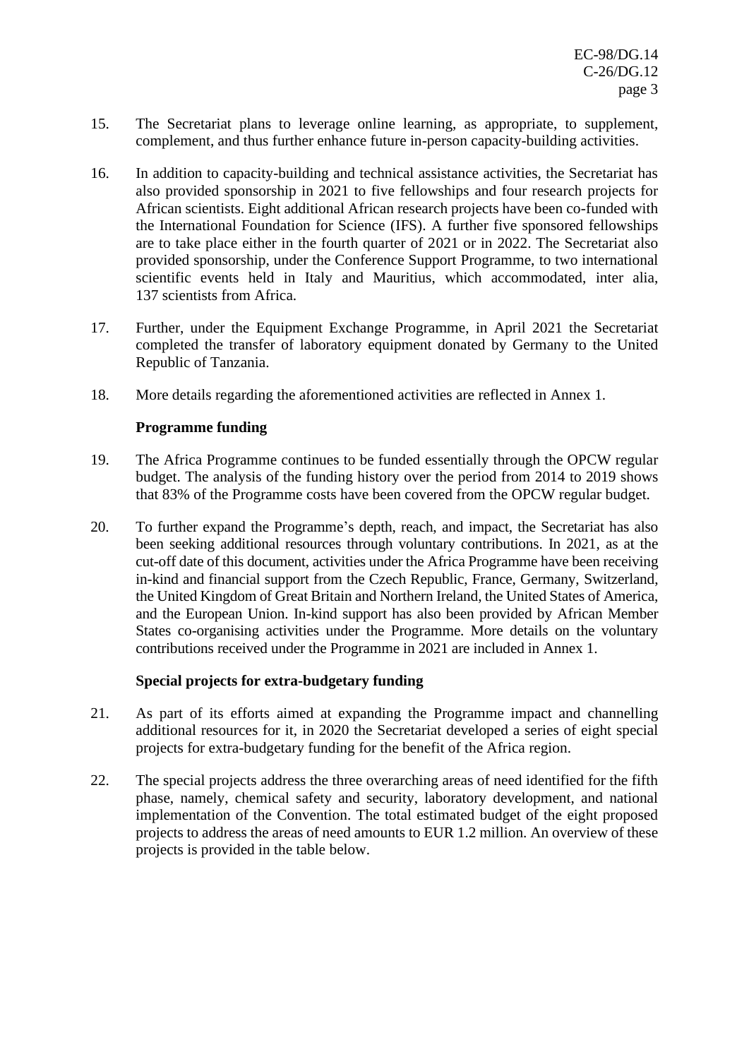15. The Secretariat plans to leverage online learning, as appropriate, to supplement, complement, and thus further enhance future in-person capacity-building activities.

16. In addition to capacity-building and technical assistance activities, the Secretariat has also provided sponsorship in 2021 to five fellowships and four research projects for African scientists. Eight additional African research projects have been co-funded with the International Foundation for Science (IFS). A further five sponsored fellowships are to take place either in the fourth quarter of 2021 or in 2022. The Secretariat also provided sponsorship, under the Conference Support Programme, to two international scientific events held in Italy and Mauritius, which accommodated, inter alia, 137 scientists from Africa.

17. Further, under the Equipment Exchange Programme, in April 2021 the Secretariat completed the transfer of laboratory equipment donated by Germany to the United Republic of Tanzania.

18. More details regarding the aforementioned activities are reflected in Annex 1.

**Programme funding**

19. The Africa Programme continues to be funded essentially through the OPCW regular budget. The analysis of the funding history over the period from 2014 to 2019 shows that 83% of the Programme costs have been covered from the OPCW regular budget.

20. To further expand the Programme's depth, reach, and impact, the Secretariat has also been seeking additional resources through voluntary contributions. In 2021, as at the cut-off date of this document, activities under the Africa Programme have been receiving in-kind and financial support from the Czech Republic, France, Germany, Switzerland, the United Kingdom of Great Britain and Northern Ireland, the United States of America, and the European Union. In-kind support has also been provided by African Member States co-organising activities under the Programme. More details on the voluntary contributions received under the Programme in 2021 are included in Annex 1.

**Special projects for extra-budgetary funding**

21. As part of its efforts aimed at expanding the Programme impact and channelling additional resources for it, in 2020 the Secretariat developed a series of eight special projects for extra-budgetary funding for the benefit of the Africa region.

22. The special projects address the three overarching areas of need identified for the fifth phase, namely, chemical safety and security, laboratory development, and national implementation of the Convention. The total estimated budget of the eight proposed projects to address the areas of need amounts to EUR 1.2 million. An overview of these projects is provided in the table below.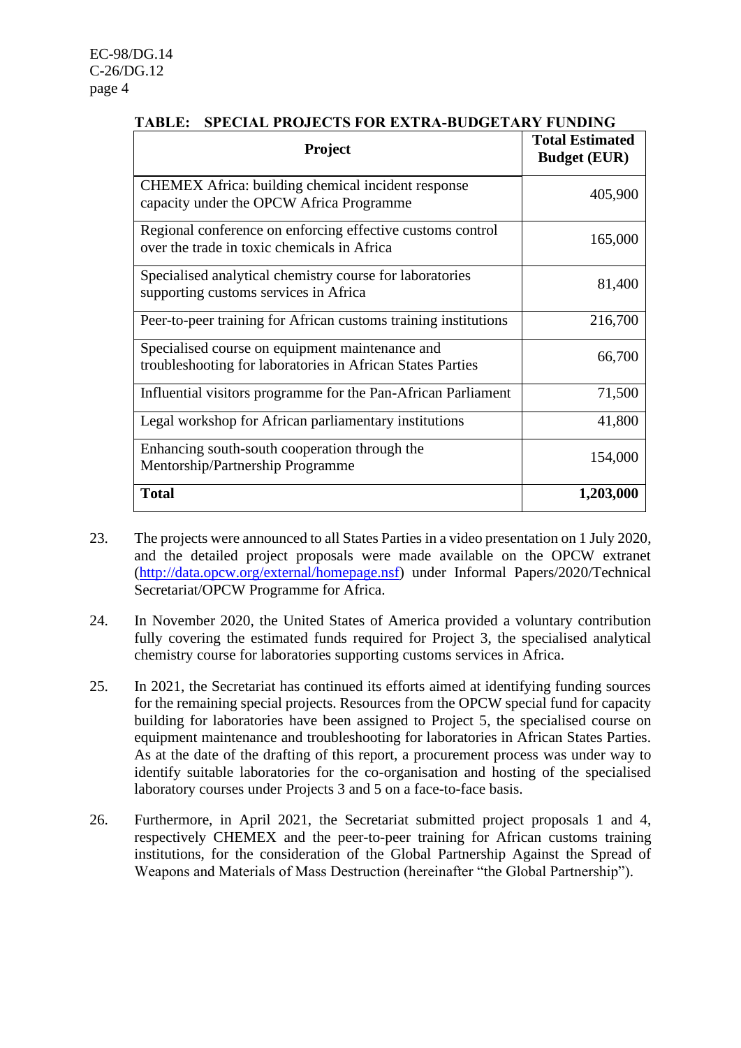**TABLE: SPECIAL PROJECTS FOR EXTRA-BUDGETARY FUNDING**

| Project | Total Estimated Budget (EUR) |
|---|---|
| CHEMEX Africa: building chemical incident response capacity under the OPCW Africa Programme | 405,900 |
| Regional conference on enforcing effective customs control over the trade in toxic chemicals in Africa | 165,000 |
| Specialised analytical chemistry course for laboratories supporting customs services in Africa | 81,400 |
| Peer-to-peer training for African customs training institutions | 216,700 |
| Specialised course on equipment maintenance and troubleshooting for laboratories in African States Parties | 66,700 |
| Influential visitors programme for the Pan-African Parliament | 71,500 |
| Legal workshop for African parliamentary institutions | 41,800 |
| Enhancing south-south cooperation through the Mentorship/Partnership Programme | 154,000 |
| **Total** | **1,203,000** |

23. The projects were announced to all States Parties in a video presentation on 1 July 2020, and the detailed project proposals were made available on the OPCW extranet (http://data.opcw.org/external/homepage.nsf) under Informal Papers/2020/Technical Secretariat/OPCW Programme for Africa.

24. In November 2020, the United States of America provided a voluntary contribution fully covering the estimated funds required for Project 3, the specialised analytical chemistry course for laboratories supporting customs services in Africa.

25. In 2021, the Secretariat has continued its efforts aimed at identifying funding sources for the remaining special projects. Resources from the OPCW special fund for capacity building for laboratories have been assigned to Project 5, the specialised course on equipment maintenance and troubleshooting for laboratories in African States Parties. As at the date of the drafting of this report, a procurement process was under way to identify suitable laboratories for the co-organisation and hosting of the specialised laboratory courses under Projects 3 and 5 on a face-to-face basis.

26. Furthermore, in April 2021, the Secretariat submitted project proposals 1 and 4, respectively CHEMEX and the peer-to-peer training for African customs training institutions, for the consideration of the Global Partnership Against the Spread of Weapons and Materials of Mass Destruction (hereinafter "the Global Partnership").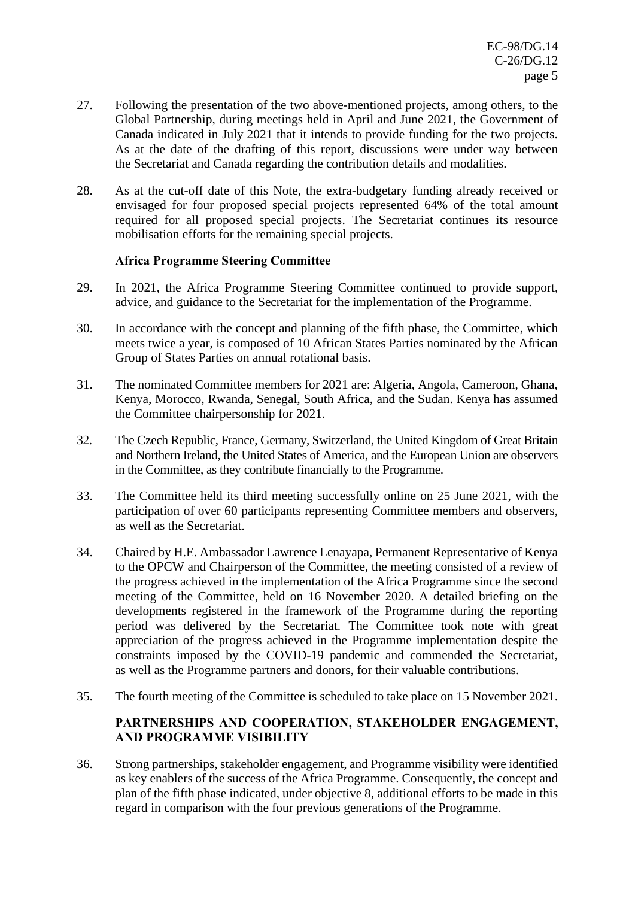27. Following the presentation of the two above-mentioned projects, among others, to the Global Partnership, during meetings held in April and June 2021, the Government of Canada indicated in July 2021 that it intends to provide funding for the two projects. As at the date of the drafting of this report, discussions were under way between the Secretariat and Canada regarding the contribution details and modalities.

28. As at the cut-off date of this Note, the extra-budgetary funding already received or envisaged for four proposed special projects represented 64% of the total amount required for all proposed special projects. The Secretariat continues its resource mobilisation efforts for the remaining special projects.

### Africa Programme Steering Committee

29. In 2021, the Africa Programme Steering Committee continued to provide support, advice, and guidance to the Secretariat for the implementation of the Programme.

30. In accordance with the concept and planning of the fifth phase, the Committee, which meets twice a year, is composed of 10 African States Parties nominated by the African Group of States Parties on annual rotational basis.

31. The nominated Committee members for 2021 are: Algeria, Angola, Cameroon, Ghana, Kenya, Morocco, Rwanda, Senegal, South Africa, and the Sudan. Kenya has assumed the Committee chairpersonship for 2021.

32. The Czech Republic, France, Germany, Switzerland, the United Kingdom of Great Britain and Northern Ireland, the United States of America, and the European Union are observers in the Committee, as they contribute financially to the Programme.

33. The Committee held its third meeting successfully online on 25 June 2021, with the participation of over 60 participants representing Committee members and observers, as well as the Secretariat.

34. Chaired by H.E. Ambassador Lawrence Lenayapa, Permanent Representative of Kenya to the OPCW and Chairperson of the Committee, the meeting consisted of a review of the progress achieved in the implementation of the Africa Programme since the second meeting of the Committee, held on 16 November 2020. A detailed briefing on the developments registered in the framework of the Programme during the reporting period was delivered by the Secretariat. The Committee took note with great appreciation of the progress achieved in the Programme implementation despite the constraints imposed by the COVID-19 pandemic and commended the Secretariat, as well as the Programme partners and donors, for their valuable contributions.

35. The fourth meeting of the Committee is scheduled to take place on 15 November 2021.

## PARTNERSHIPS AND COOPERATION, STAKEHOLDER ENGAGEMENT, AND PROGRAMME VISIBILITY

36. Strong partnerships, stakeholder engagement, and Programme visibility were identified as key enablers of the success of the Africa Programme. Consequently, the concept and plan of the fifth phase indicated, under objective 8, additional efforts to be made in this regard in comparison with the four previous generations of the Programme.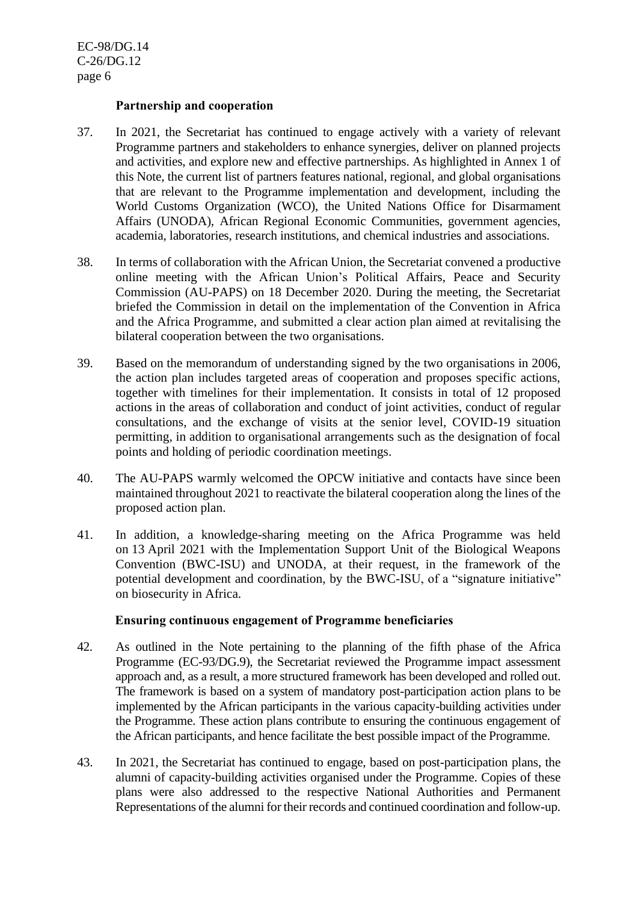**Partnership and cooperation**

37. In 2021, the Secretariat has continued to engage actively with a variety of relevant Programme partners and stakeholders to enhance synergies, deliver on planned projects and activities, and explore new and effective partnerships. As highlighted in Annex 1 of this Note, the current list of partners features national, regional, and global organisations that are relevant to the Programme implementation and development, including the World Customs Organization (WCO), the United Nations Office for Disarmament Affairs (UNODA), African Regional Economic Communities, government agencies, academia, laboratories, research institutions, and chemical industries and associations.

38. In terms of collaboration with the African Union, the Secretariat convened a productive online meeting with the African Union's Political Affairs, Peace and Security Commission (AU-PAPS) on 18 December 2020. During the meeting, the Secretariat briefed the Commission in detail on the implementation of the Convention in Africa and the Africa Programme, and submitted a clear action plan aimed at revitalising the bilateral cooperation between the two organisations.

39. Based on the memorandum of understanding signed by the two organisations in 2006, the action plan includes targeted areas of cooperation and proposes specific actions, together with timelines for their implementation. It consists in total of 12 proposed actions in the areas of collaboration and conduct of joint activities, conduct of regular consultations, and the exchange of visits at the senior level, COVID-19 situation permitting, in addition to organisational arrangements such as the designation of focal points and holding of periodic coordination meetings.

40. The AU-PAPS warmly welcomed the OPCW initiative and contacts have since been maintained throughout 2021 to reactivate the bilateral cooperation along the lines of the proposed action plan.

41. In addition, a knowledge-sharing meeting on the Africa Programme was held on 13 April 2021 with the Implementation Support Unit of the Biological Weapons Convention (BWC-ISU) and UNODA, at their request, in the framework of the potential development and coordination, by the BWC-ISU, of a "signature initiative" on biosecurity in Africa.

**Ensuring continuous engagement of Programme beneficiaries**

42. As outlined in the Note pertaining to the planning of the fifth phase of the Africa Programme (EC-93/DG.9), the Secretariat reviewed the Programme impact assessment approach and, as a result, a more structured framework has been developed and rolled out. The framework is based on a system of mandatory post-participation action plans to be implemented by the African participants in the various capacity-building activities under the Programme. These action plans contribute to ensuring the continuous engagement of the African participants, and hence facilitate the best possible impact of the Programme.

43. In 2021, the Secretariat has continued to engage, based on post-participation plans, the alumni of capacity-building activities organised under the Programme. Copies of these plans were also addressed to the respective National Authorities and Permanent Representations of the alumni for their records and continued coordination and follow-up.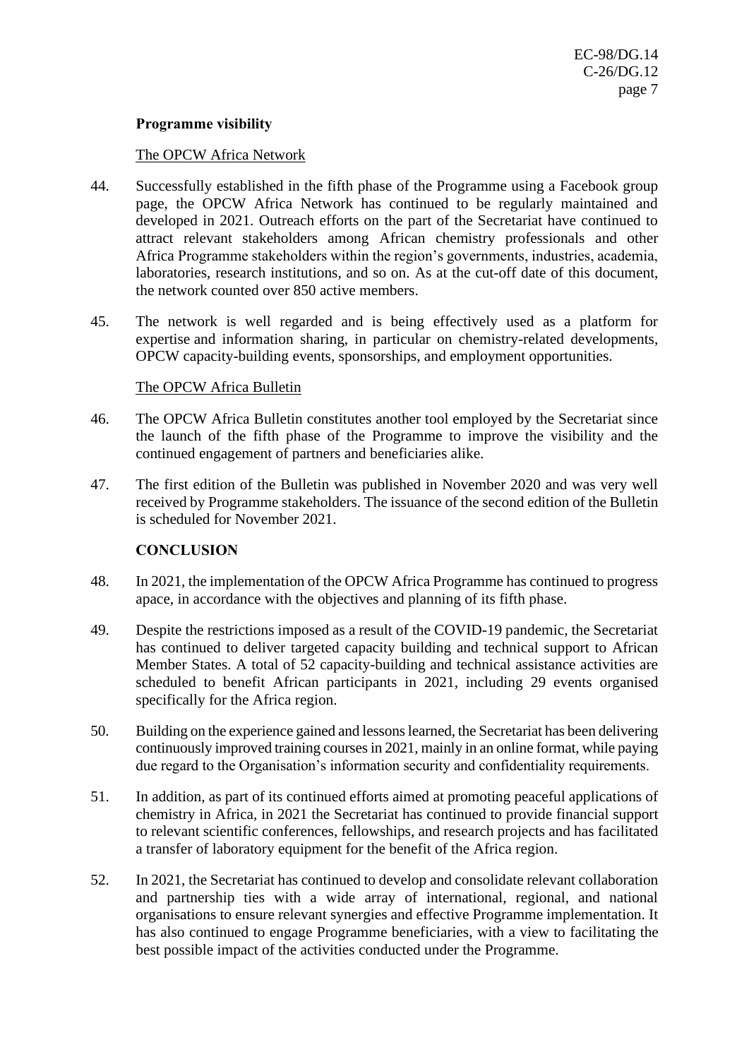**Programme visibility**

The OPCW Africa Network

44. Successfully established in the fifth phase of the Programme using a Facebook group page, the OPCW Africa Network has continued to be regularly maintained and developed in 2021. Outreach efforts on the part of the Secretariat have continued to attract relevant stakeholders among African chemistry professionals and other Africa Programme stakeholders within the region's governments, industries, academia, laboratories, research institutions, and so on. As at the cut-off date of this document, the network counted over 850 active members.

45. The network is well regarded and is being effectively used as a platform for expertise and information sharing, in particular on chemistry-related developments, OPCW capacity-building events, sponsorships, and employment opportunities.

The OPCW Africa Bulletin

46. The OPCW Africa Bulletin constitutes another tool employed by the Secretariat since the launch of the fifth phase of the Programme to improve the visibility and the continued engagement of partners and beneficiaries alike.

47. The first edition of the Bulletin was published in November 2020 and was very well received by Programme stakeholders. The issuance of the second edition of the Bulletin is scheduled for November 2021.

## CONCLUSION

48. In 2021, the implementation of the OPCW Africa Programme has continued to progress apace, in accordance with the objectives and planning of its fifth phase.

49. Despite the restrictions imposed as a result of the COVID-19 pandemic, the Secretariat has continued to deliver targeted capacity building and technical support to African Member States. A total of 52 capacity-building and technical assistance activities are scheduled to benefit African participants in 2021, including 29 events organised specifically for the Africa region.

50. Building on the experience gained and lessons learned, the Secretariat has been delivering continuously improved training courses in 2021, mainly in an online format, while paying due regard to the Organisation's information security and confidentiality requirements.

51. In addition, as part of its continued efforts aimed at promoting peaceful applications of chemistry in Africa, in 2021 the Secretariat has continued to provide financial support to relevant scientific conferences, fellowships, and research projects and has facilitated a transfer of laboratory equipment for the benefit of the Africa region.

52. In 2021, the Secretariat has continued to develop and consolidate relevant collaboration and partnership ties with a wide array of international, regional, and national organisations to ensure relevant synergies and effective Programme implementation. It has also continued to engage Programme beneficiaries, with a view to facilitating the best possible impact of the activities conducted under the Programme.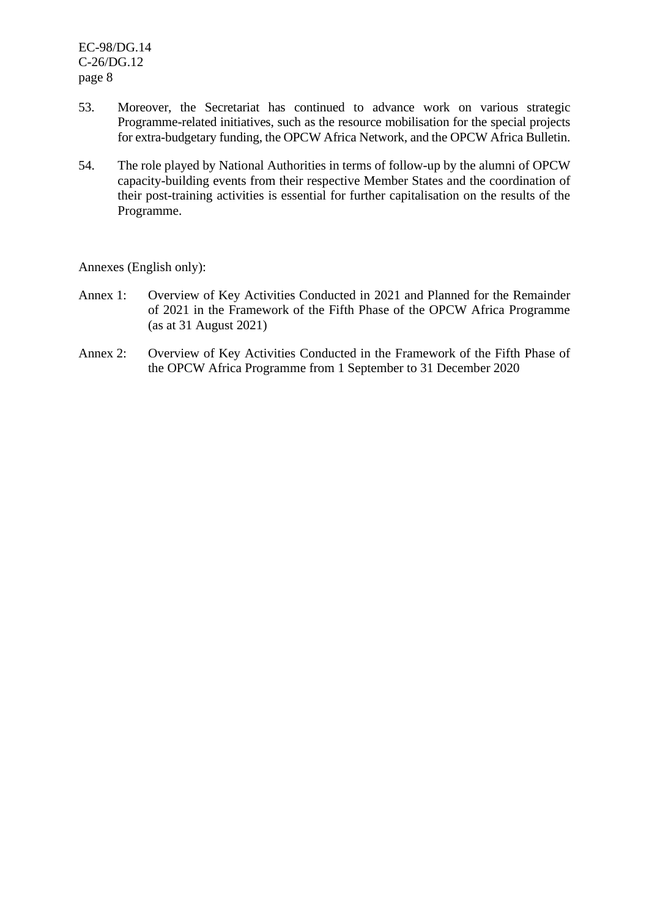53. Moreover, the Secretariat has continued to advance work on various strategic Programme-related initiatives, such as the resource mobilisation for the special projects for extra-budgetary funding, the OPCW Africa Network, and the OPCW Africa Bulletin.

54. The role played by National Authorities in terms of follow-up by the alumni of OPCW capacity-building events from their respective Member States and the coordination of their post-training activities is essential for further capitalisation on the results of the Programme.

Annexes (English only):

Annex 1: Overview of Key Activities Conducted in 2021 and Planned for the Remainder of 2021 in the Framework of the Fifth Phase of the OPCW Africa Programme (as at 31 August 2021)

Annex 2: Overview of Key Activities Conducted in the Framework of the Fifth Phase of the OPCW Africa Programme from 1 September to 31 December 2020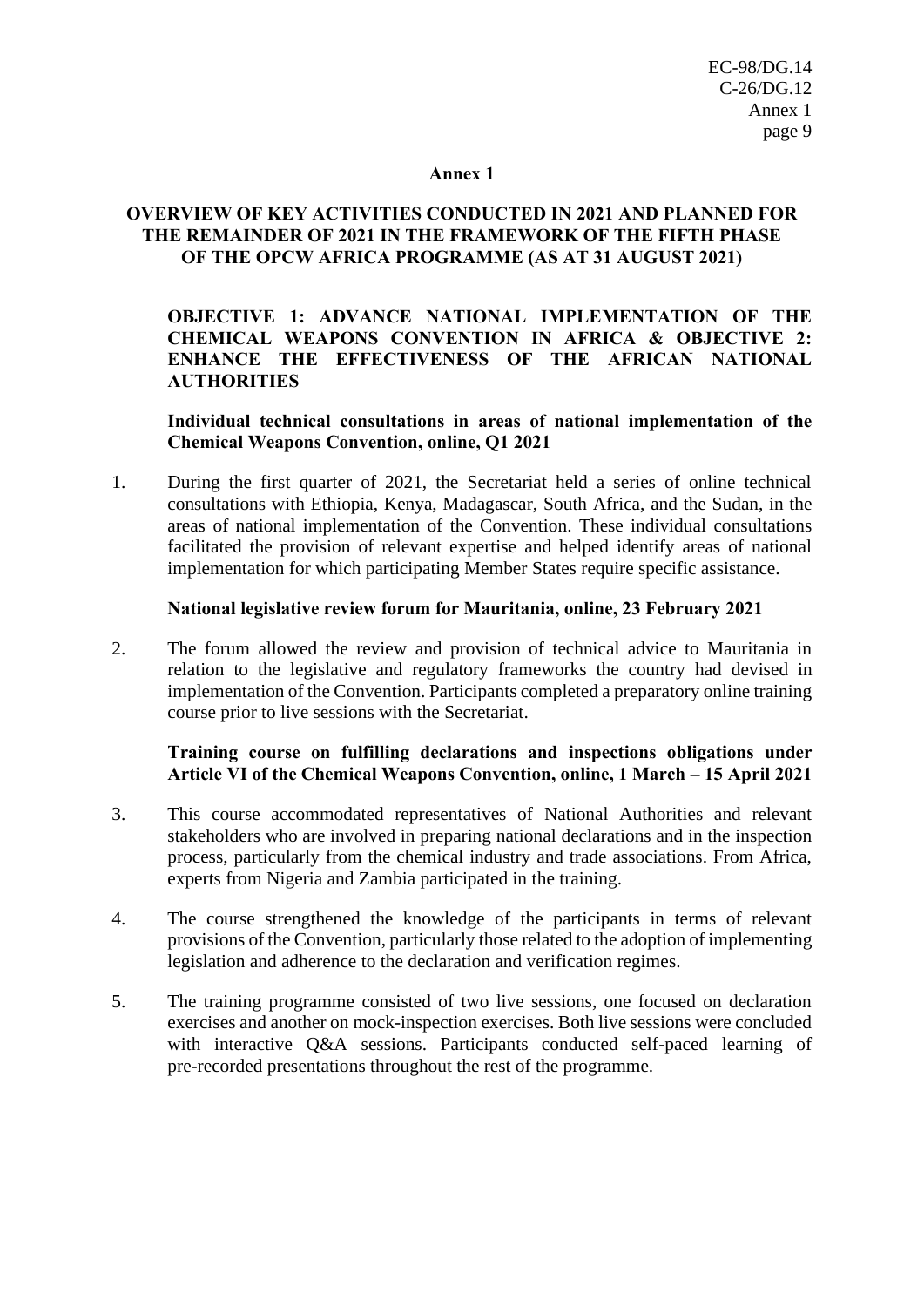# Annex 1

## OVERVIEW OF KEY ACTIVITIES CONDUCTED IN 2021 AND PLANNED FOR THE REMAINDER OF 2021 IN THE FRAMEWORK OF THE FIFTH PHASE OF THE OPCW AFRICA PROGRAMME (AS AT 31 AUGUST 2021)

### OBJECTIVE 1: ADVANCE NATIONAL IMPLEMENTATION OF THE CHEMICAL WEAPONS CONVENTION IN AFRICA & OBJECTIVE 2: ENHANCE THE EFFECTIVENESS OF THE AFRICAN NATIONAL AUTHORITIES

**Individual technical consultations in areas of national implementation of the Chemical Weapons Convention, online, Q1 2021**

1. During the first quarter of 2021, the Secretariat held a series of online technical consultations with Ethiopia, Kenya, Madagascar, South Africa, and the Sudan, in the areas of national implementation of the Convention. These individual consultations facilitated the provision of relevant expertise and helped identify areas of national implementation for which participating Member States require specific assistance.

**National legislative review forum for Mauritania, online, 23 February 2021**

2. The forum allowed the review and provision of technical advice to Mauritania in relation to the legislative and regulatory frameworks the country had devised in implementation of the Convention. Participants completed a preparatory online training course prior to live sessions with the Secretariat.

**Training course on fulfilling declarations and inspections obligations under Article VI of the Chemical Weapons Convention, online, 1 March – 15 April 2021**

3. This course accommodated representatives of National Authorities and relevant stakeholders who are involved in preparing national declarations and in the inspection process, particularly from the chemical industry and trade associations. From Africa, experts from Nigeria and Zambia participated in the training.

4. The course strengthened the knowledge of the participants in terms of relevant provisions of the Convention, particularly those related to the adoption of implementing legislation and adherence to the declaration and verification regimes.

5. The training programme consisted of two live sessions, one focused on declaration exercises and another on mock-inspection exercises. Both live sessions were concluded with interactive Q&A sessions. Participants conducted self-paced learning of pre-recorded presentations throughout the rest of the programme.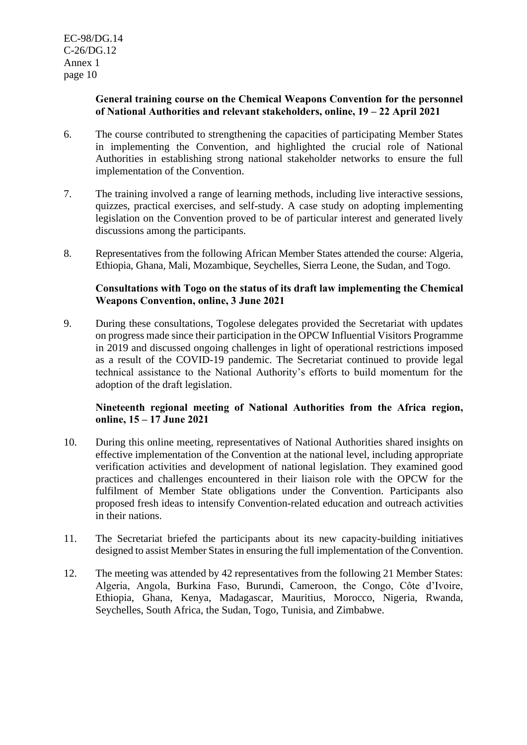**General training course on the Chemical Weapons Convention for the personnel of National Authorities and relevant stakeholders, online, 19 – 22 April 2021**

6. The course contributed to strengthening the capacities of participating Member States in implementing the Convention, and highlighted the crucial role of National Authorities in establishing strong national stakeholder networks to ensure the full implementation of the Convention.

7. The training involved a range of learning methods, including live interactive sessions, quizzes, practical exercises, and self-study. A case study on adopting implementing legislation on the Convention proved to be of particular interest and generated lively discussions among the participants.

8. Representatives from the following African Member States attended the course: Algeria, Ethiopia, Ghana, Mali, Mozambique, Seychelles, Sierra Leone, the Sudan, and Togo.

**Consultations with Togo on the status of its draft law implementing the Chemical Weapons Convention, online, 3 June 2021**

9. During these consultations, Togolese delegates provided the Secretariat with updates on progress made since their participation in the OPCW Influential Visitors Programme in 2019 and discussed ongoing challenges in light of operational restrictions imposed as a result of the COVID-19 pandemic. The Secretariat continued to provide legal technical assistance to the National Authority's efforts to build momentum for the adoption of the draft legislation.

**Nineteenth regional meeting of National Authorities from the Africa region, online, 15 – 17 June 2021**

10. During this online meeting, representatives of National Authorities shared insights on effective implementation of the Convention at the national level, including appropriate verification activities and development of national legislation. They examined good practices and challenges encountered in their liaison role with the OPCW for the fulfilment of Member State obligations under the Convention. Participants also proposed fresh ideas to intensify Convention-related education and outreach activities in their nations.

11. The Secretariat briefed the participants about its new capacity-building initiatives designed to assist Member States in ensuring the full implementation of the Convention.

12. The meeting was attended by 42 representatives from the following 21 Member States: Algeria, Angola, Burkina Faso, Burundi, Cameroon, the Congo, Côte d'Ivoire, Ethiopia, Ghana, Kenya, Madagascar, Mauritius, Morocco, Nigeria, Rwanda, Seychelles, South Africa, the Sudan, Togo, Tunisia, and Zimbabwe.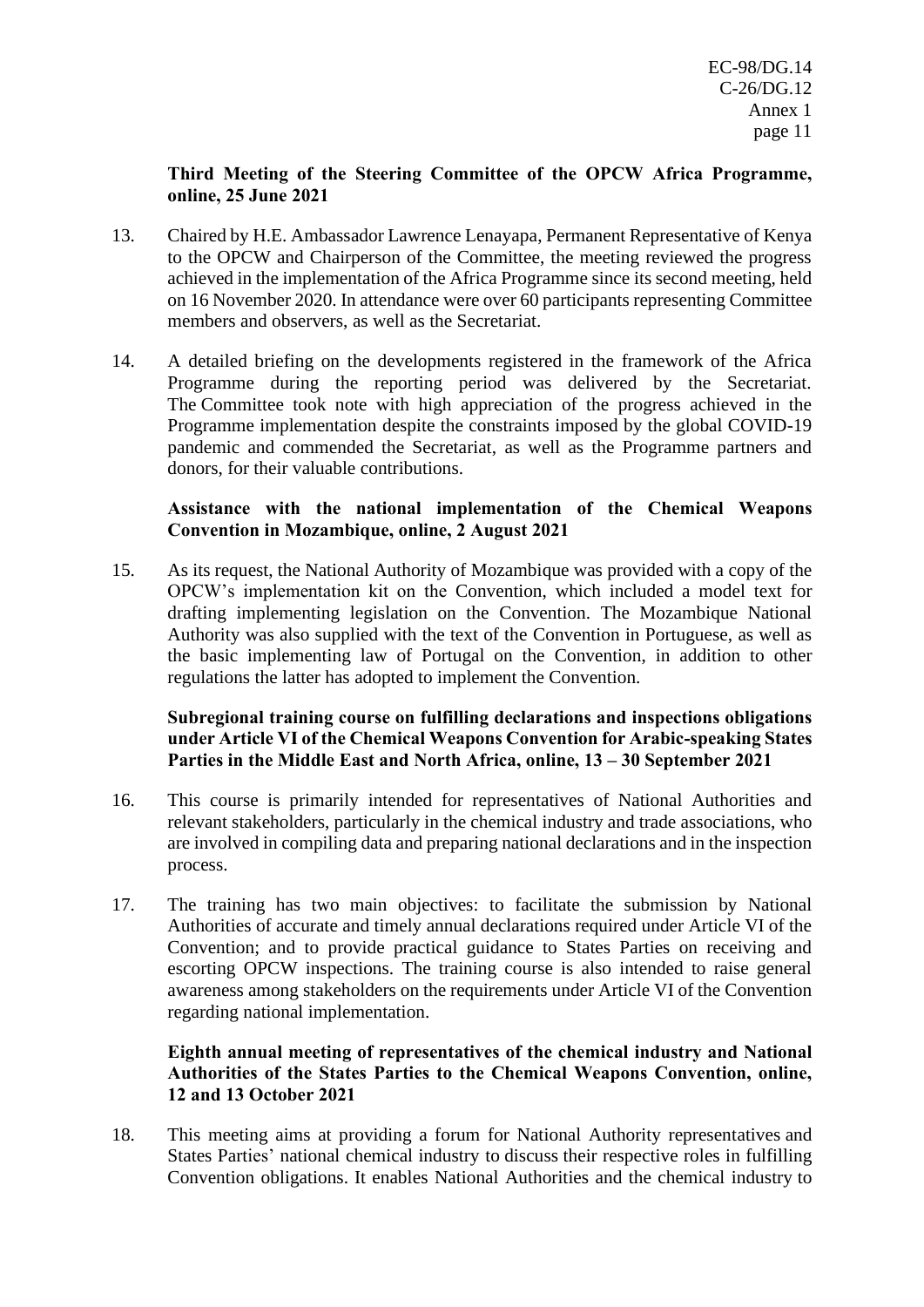**Third Meeting of the Steering Committee of the OPCW Africa Programme, online, 25 June 2021**

13. Chaired by H.E. Ambassador Lawrence Lenayapa, Permanent Representative of Kenya to the OPCW and Chairperson of the Committee, the meeting reviewed the progress achieved in the implementation of the Africa Programme since its second meeting, held on 16 November 2020. In attendance were over 60 participants representing Committee members and observers, as well as the Secretariat.

14. A detailed briefing on the developments registered in the framework of the Africa Programme during the reporting period was delivered by the Secretariat. The Committee took note with high appreciation of the progress achieved in the Programme implementation despite the constraints imposed by the global COVID-19 pandemic and commended the Secretariat, as well as the Programme partners and donors, for their valuable contributions.

**Assistance with the national implementation of the Chemical Weapons Convention in Mozambique, online, 2 August 2021**

15. As its request, the National Authority of Mozambique was provided with a copy of the OPCW's implementation kit on the Convention, which included a model text for drafting implementing legislation on the Convention. The Mozambique National Authority was also supplied with the text of the Convention in Portuguese, as well as the basic implementing law of Portugal on the Convention, in addition to other regulations the latter has adopted to implement the Convention.

**Subregional training course on fulfilling declarations and inspections obligations under Article VI of the Chemical Weapons Convention for Arabic-speaking States Parties in the Middle East and North Africa, online, 13 – 30 September 2021**

16. This course is primarily intended for representatives of National Authorities and relevant stakeholders, particularly in the chemical industry and trade associations, who are involved in compiling data and preparing national declarations and in the inspection process.

17. The training has two main objectives: to facilitate the submission by National Authorities of accurate and timely annual declarations required under Article VI of the Convention; and to provide practical guidance to States Parties on receiving and escorting OPCW inspections. The training course is also intended to raise general awareness among stakeholders on the requirements under Article VI of the Convention regarding national implementation.

**Eighth annual meeting of representatives of the chemical industry and National Authorities of the States Parties to the Chemical Weapons Convention, online, 12 and 13 October 2021**

18. This meeting aims at providing a forum for National Authority representatives and States Parties' national chemical industry to discuss their respective roles in fulfilling Convention obligations. It enables National Authorities and the chemical industry to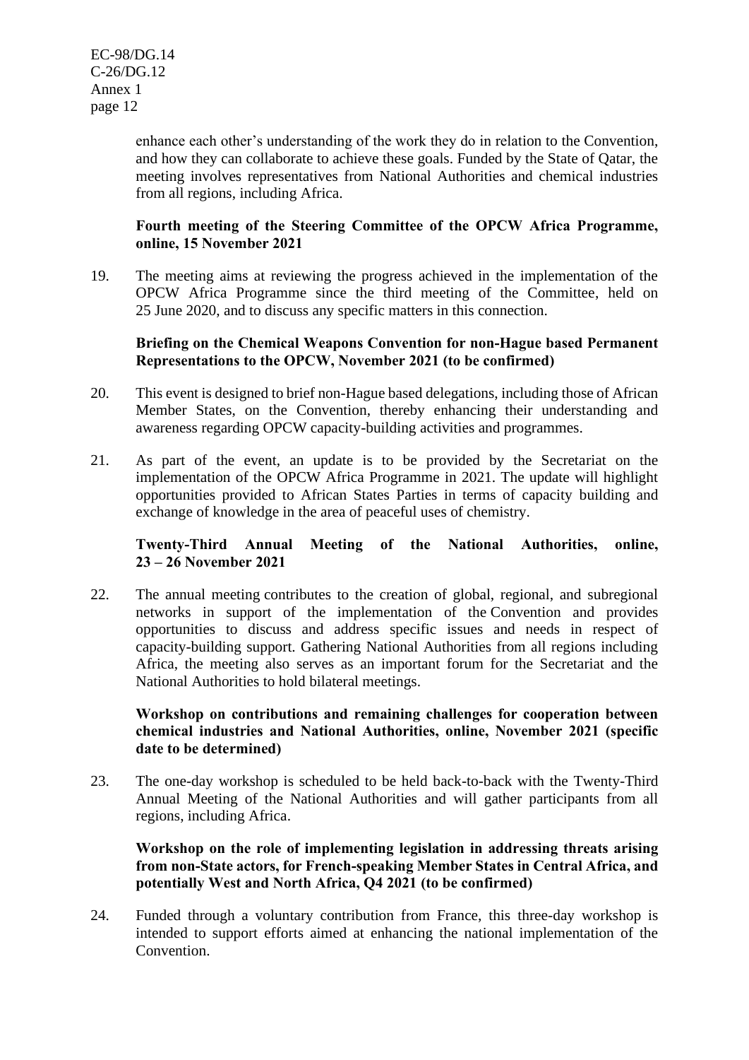enhance each other's understanding of the work they do in relation to the Convention, and how they can collaborate to achieve these goals. Funded by the State of Qatar, the meeting involves representatives from National Authorities and chemical industries from all regions, including Africa.

**Fourth meeting of the Steering Committee of the OPCW Africa Programme, online, 15 November 2021**

19. The meeting aims at reviewing the progress achieved in the implementation of the OPCW Africa Programme since the third meeting of the Committee, held on 25 June 2020, and to discuss any specific matters in this connection.

**Briefing on the Chemical Weapons Convention for non-Hague based Permanent Representations to the OPCW, November 2021 (to be confirmed)**

20. This event is designed to brief non-Hague based delegations, including those of African Member States, on the Convention, thereby enhancing their understanding and awareness regarding OPCW capacity-building activities and programmes.

21. As part of the event, an update is to be provided by the Secretariat on the implementation of the OPCW Africa Programme in 2021. The update will highlight opportunities provided to African States Parties in terms of capacity building and exchange of knowledge in the area of peaceful uses of chemistry.

**Twenty-Third Annual Meeting of the National Authorities, online, 23 – 26 November 2021**

22. The annual meeting contributes to the creation of global, regional, and subregional networks in support of the implementation of the Convention and provides opportunities to discuss and address specific issues and needs in respect of capacity-building support. Gathering National Authorities from all regions including Africa, the meeting also serves as an important forum for the Secretariat and the National Authorities to hold bilateral meetings.

**Workshop on contributions and remaining challenges for cooperation between chemical industries and National Authorities, online, November 2021 (specific date to be determined)**

23. The one-day workshop is scheduled to be held back-to-back with the Twenty-Third Annual Meeting of the National Authorities and will gather participants from all regions, including Africa.

**Workshop on the role of implementing legislation in addressing threats arising from non-State actors, for French-speaking Member States in Central Africa, and potentially West and North Africa, Q4 2021 (to be confirmed)**

24. Funded through a voluntary contribution from France, this three-day workshop is intended to support efforts aimed at enhancing the national implementation of the Convention.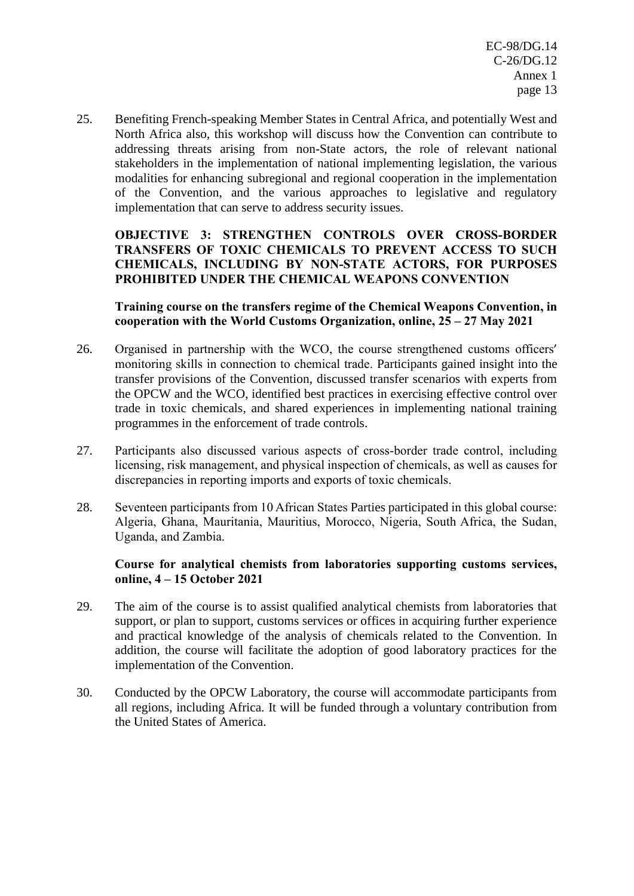25. Benefiting French-speaking Member States in Central Africa, and potentially West and North Africa also, this workshop will discuss how the Convention can contribute to addressing threats arising from non-State actors, the role of relevant national stakeholders in the implementation of national implementing legislation, the various modalities for enhancing subregional and regional cooperation in the implementation of the Convention, and the various approaches to legislative and regulatory implementation that can serve to address security issues.

**OBJECTIVE 3: STRENGTHEN CONTROLS OVER CROSS-BORDER TRANSFERS OF TOXIC CHEMICALS TO PREVENT ACCESS TO SUCH CHEMICALS, INCLUDING BY NON-STATE ACTORS, FOR PURPOSES PROHIBITED UNDER THE CHEMICAL WEAPONS CONVENTION**

**Training course on the transfers regime of the Chemical Weapons Convention, in cooperation with the World Customs Organization, online, 25 – 27 May 2021**

26. Organised in partnership with the WCO, the course strengthened customs officers′ monitoring skills in connection to chemical trade. Participants gained insight into the transfer provisions of the Convention, discussed transfer scenarios with experts from the OPCW and the WCO, identified best practices in exercising effective control over trade in toxic chemicals, and shared experiences in implementing national training programmes in the enforcement of trade controls.

27. Participants also discussed various aspects of cross-border trade control, including licensing, risk management, and physical inspection of chemicals, as well as causes for discrepancies in reporting imports and exports of toxic chemicals.

28. Seventeen participants from 10 African States Parties participated in this global course: Algeria, Ghana, Mauritania, Mauritius, Morocco, Nigeria, South Africa, the Sudan, Uganda, and Zambia.

**Course for analytical chemists from laboratories supporting customs services, online, 4 – 15 October 2021**

29. The aim of the course is to assist qualified analytical chemists from laboratories that support, or plan to support, customs services or offices in acquiring further experience and practical knowledge of the analysis of chemicals related to the Convention. In addition, the course will facilitate the adoption of good laboratory practices for the implementation of the Convention.

30. Conducted by the OPCW Laboratory, the course will accommodate participants from all regions, including Africa. It will be funded through a voluntary contribution from the United States of America.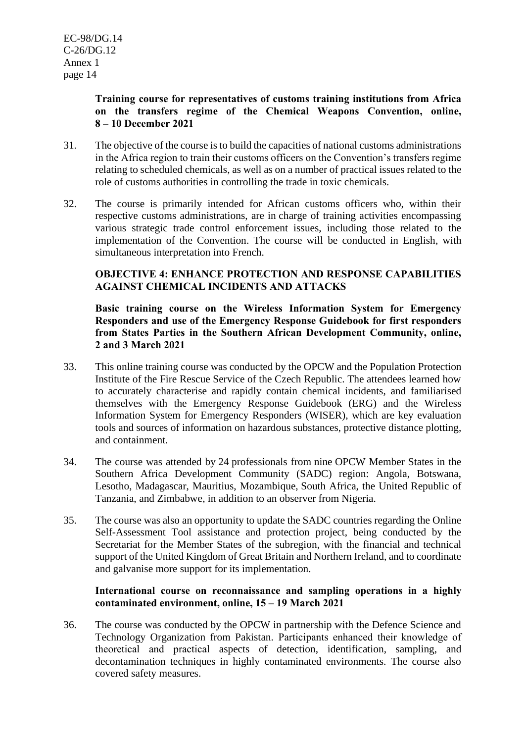**Training course for representatives of customs training institutions from Africa on the transfers regime of the Chemical Weapons Convention, online, 8 – 10 December 2021**

31. The objective of the course is to build the capacities of national customs administrations in the Africa region to train their customs officers on the Convention's transfers regime relating to scheduled chemicals, as well as on a number of practical issues related to the role of customs authorities in controlling the trade in toxic chemicals.

32. The course is primarily intended for African customs officers who, within their respective customs administrations, are in charge of training activities encompassing various strategic trade control enforcement issues, including those related to the implementation of the Convention. The course will be conducted in English, with simultaneous interpretation into French.

**OBJECTIVE 4: ENHANCE PROTECTION AND RESPONSE CAPABILITIES AGAINST CHEMICAL INCIDENTS AND ATTACKS**

**Basic training course on the Wireless Information System for Emergency Responders and use of the Emergency Response Guidebook for first responders from States Parties in the Southern African Development Community, online, 2 and 3 March 2021**

33. This online training course was conducted by the OPCW and the Population Protection Institute of the Fire Rescue Service of the Czech Republic. The attendees learned how to accurately characterise and rapidly contain chemical incidents, and familiarised themselves with the Emergency Response Guidebook (ERG) and the Wireless Information System for Emergency Responders (WISER), which are key evaluation tools and sources of information on hazardous substances, protective distance plotting, and containment.

34. The course was attended by 24 professionals from nine OPCW Member States in the Southern Africa Development Community (SADC) region: Angola, Botswana, Lesotho, Madagascar, Mauritius, Mozambique, South Africa, the United Republic of Tanzania, and Zimbabwe, in addition to an observer from Nigeria.

35. The course was also an opportunity to update the SADC countries regarding the Online Self-Assessment Tool assistance and protection project, being conducted by the Secretariat for the Member States of the subregion, with the financial and technical support of the United Kingdom of Great Britain and Northern Ireland, and to coordinate and galvanise more support for its implementation.

**International course on reconnaissance and sampling operations in a highly contaminated environment, online, 15 – 19 March 2021**

36. The course was conducted by the OPCW in partnership with the Defence Science and Technology Organization from Pakistan. Participants enhanced their knowledge of theoretical and practical aspects of detection, identification, sampling, and decontamination techniques in highly contaminated environments. The course also covered safety measures.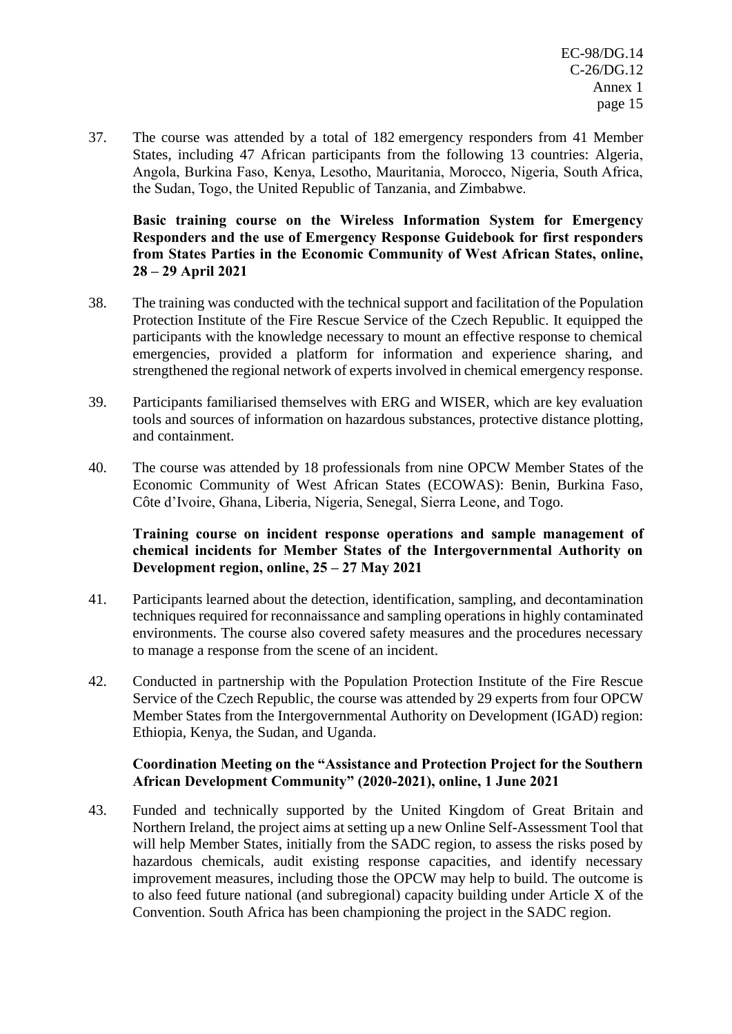37. The course was attended by a total of 182 emergency responders from 41 Member States, including 47 African participants from the following 13 countries: Algeria, Angola, Burkina Faso, Kenya, Lesotho, Mauritania, Morocco, Nigeria, South Africa, the Sudan, Togo, the United Republic of Tanzania, and Zimbabwe.

**Basic training course on the Wireless Information System for Emergency Responders and the use of Emergency Response Guidebook for first responders from States Parties in the Economic Community of West African States, online, 28 – 29 April 2021**

38. The training was conducted with the technical support and facilitation of the Population Protection Institute of the Fire Rescue Service of the Czech Republic. It equipped the participants with the knowledge necessary to mount an effective response to chemical emergencies, provided a platform for information and experience sharing, and strengthened the regional network of experts involved in chemical emergency response.

39. Participants familiarised themselves with ERG and WISER, which are key evaluation tools and sources of information on hazardous substances, protective distance plotting, and containment.

40. The course was attended by 18 professionals from nine OPCW Member States of the Economic Community of West African States (ECOWAS): Benin, Burkina Faso, Côte d'Ivoire, Ghana, Liberia, Nigeria, Senegal, Sierra Leone, and Togo.

**Training course on incident response operations and sample management of chemical incidents for Member States of the Intergovernmental Authority on Development region, online, 25 – 27 May 2021**

41. Participants learned about the detection, identification, sampling, and decontamination techniques required for reconnaissance and sampling operations in highly contaminated environments. The course also covered safety measures and the procedures necessary to manage a response from the scene of an incident.

42. Conducted in partnership with the Population Protection Institute of the Fire Rescue Service of the Czech Republic, the course was attended by 29 experts from four OPCW Member States from the Intergovernmental Authority on Development (IGAD) region: Ethiopia, Kenya, the Sudan, and Uganda.

**Coordination Meeting on the "Assistance and Protection Project for the Southern African Development Community" (2020-2021), online, 1 June 2021**

43. Funded and technically supported by the United Kingdom of Great Britain and Northern Ireland, the project aims at setting up a new Online Self-Assessment Tool that will help Member States, initially from the SADC region, to assess the risks posed by hazardous chemicals, audit existing response capacities, and identify necessary improvement measures, including those the OPCW may help to build. The outcome is to also feed future national (and subregional) capacity building under Article X of the Convention. South Africa has been championing the project in the SADC region.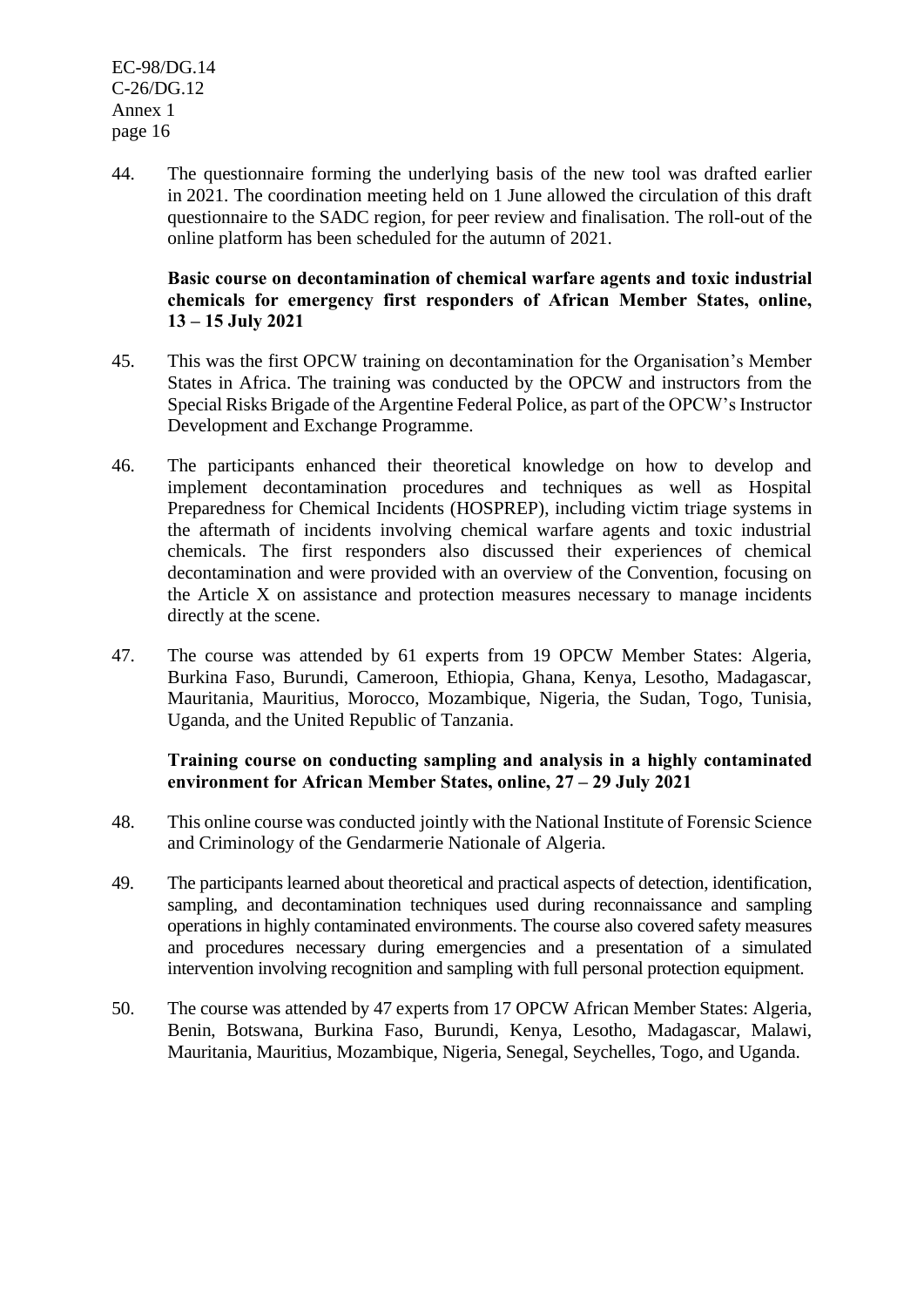44. The questionnaire forming the underlying basis of the new tool was drafted earlier in 2021. The coordination meeting held on 1 June allowed the circulation of this draft questionnaire to the SADC region, for peer review and finalisation. The roll-out of the online platform has been scheduled for the autumn of 2021.

**Basic course on decontamination of chemical warfare agents and toxic industrial chemicals for emergency first responders of African Member States, online, 13 – 15 July 2021**

45. This was the first OPCW training on decontamination for the Organisation's Member States in Africa. The training was conducted by the OPCW and instructors from the Special Risks Brigade of the Argentine Federal Police, as part of the OPCW's Instructor Development and Exchange Programme.

46. The participants enhanced their theoretical knowledge on how to develop and implement decontamination procedures and techniques as well as Hospital Preparedness for Chemical Incidents (HOSPREP), including victim triage systems in the aftermath of incidents involving chemical warfare agents and toxic industrial chemicals. The first responders also discussed their experiences of chemical decontamination and were provided with an overview of the Convention, focusing on the Article X on assistance and protection measures necessary to manage incidents directly at the scene.

47. The course was attended by 61 experts from 19 OPCW Member States: Algeria, Burkina Faso, Burundi, Cameroon, Ethiopia, Ghana, Kenya, Lesotho, Madagascar, Mauritania, Mauritius, Morocco, Mozambique, Nigeria, the Sudan, Togo, Tunisia, Uganda, and the United Republic of Tanzania.

**Training course on conducting sampling and analysis in a highly contaminated environment for African Member States, online, 27 – 29 July 2021**

48. This online course was conducted jointly with the National Institute of Forensic Science and Criminology of the Gendarmerie Nationale of Algeria.

49. The participants learned about theoretical and practical aspects of detection, identification, sampling, and decontamination techniques used during reconnaissance and sampling operations in highly contaminated environments. The course also covered safety measures and procedures necessary during emergencies and a presentation of a simulated intervention involving recognition and sampling with full personal protection equipment.

50. The course was attended by 47 experts from 17 OPCW African Member States: Algeria, Benin, Botswana, Burkina Faso, Burundi, Kenya, Lesotho, Madagascar, Malawi, Mauritania, Mauritius, Mozambique, Nigeria, Senegal, Seychelles, Togo, and Uganda.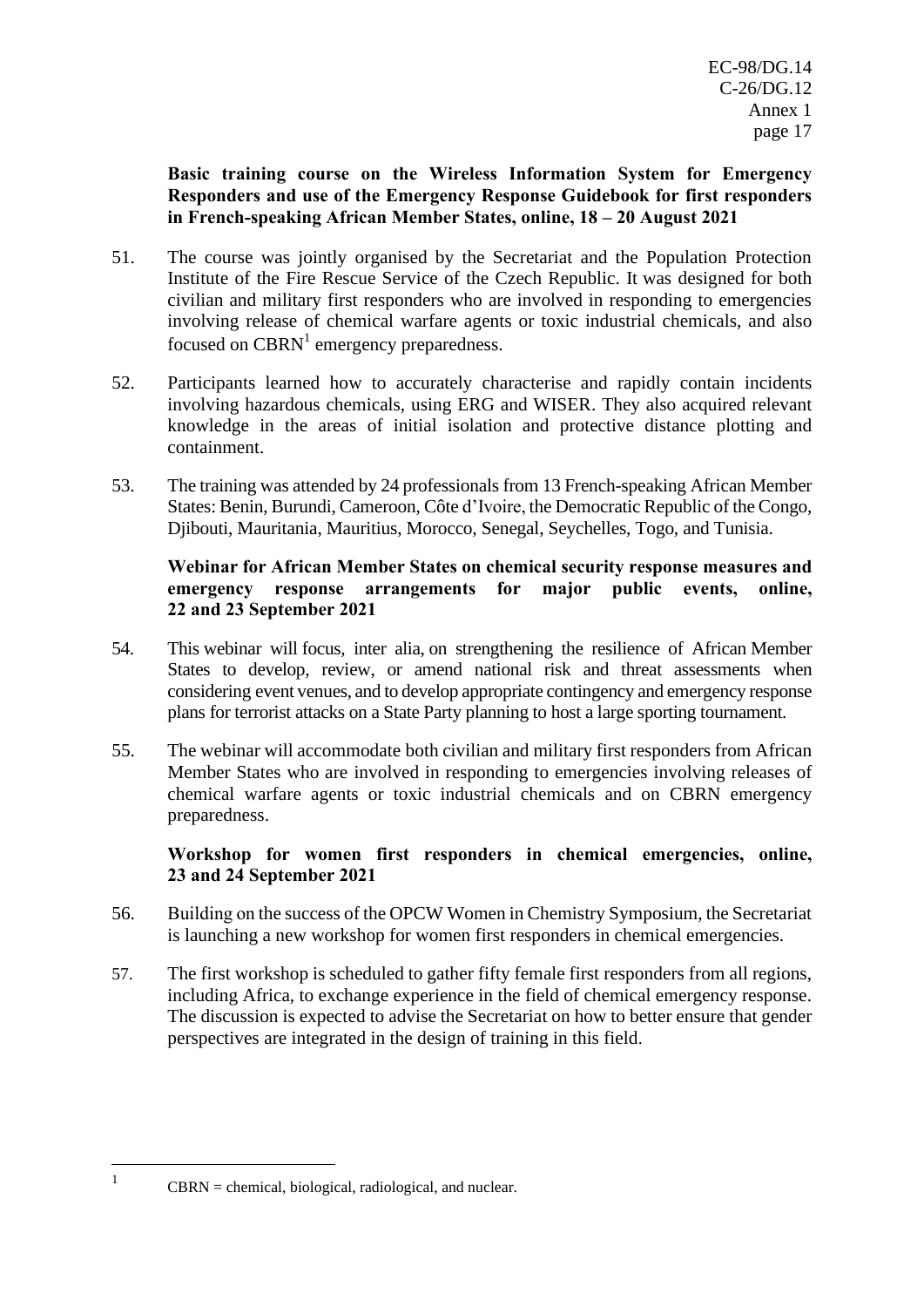**Basic training course on the Wireless Information System for Emergency Responders and use of the Emergency Response Guidebook for first responders in French-speaking African Member States, online, 18 – 20 August 2021**

51. The course was jointly organised by the Secretariat and the Population Protection Institute of the Fire Rescue Service of the Czech Republic. It was designed for both civilian and military first responders who are involved in responding to emergencies involving release of chemical warfare agents or toxic industrial chemicals, and also focused on CBRN[1] emergency preparedness.

52. Participants learned how to accurately characterise and rapidly contain incidents involving hazardous chemicals, using ERG and WISER. They also acquired relevant knowledge in the areas of initial isolation and protective distance plotting and containment.

53. The training was attended by 24 professionals from 13 French-speaking African Member States: Benin, Burundi, Cameroon, Côte d'Ivoire, the Democratic Republic of the Congo, Djibouti, Mauritania, Mauritius, Morocco, Senegal, Seychelles, Togo, and Tunisia.

**Webinar for African Member States on chemical security response measures and emergency response arrangements for major public events, online, 22 and 23 September 2021**

54. This webinar will focus, inter alia, on strengthening the resilience of African Member States to develop, review, or amend national risk and threat assessments when considering event venues, and to develop appropriate contingency and emergency response plans for terrorist attacks on a State Party planning to host a large sporting tournament.

55. The webinar will accommodate both civilian and military first responders from African Member States who are involved in responding to emergencies involving releases of chemical warfare agents or toxic industrial chemicals and on CBRN emergency preparedness.

**Workshop for women first responders in chemical emergencies, online, 23 and 24 September 2021**

56. Building on the success of the OPCW Women in Chemistry Symposium, the Secretariat is launching a new workshop for women first responders in chemical emergencies.

57. The first workshop is scheduled to gather fifty female first responders from all regions, including Africa, to exchange experience in the field of chemical emergency response. The discussion is expected to advise the Secretariat on how to better ensure that gender perspectives are integrated in the design of training in this field.

---

[1] CBRN = chemical, biological, radiological, and nuclear.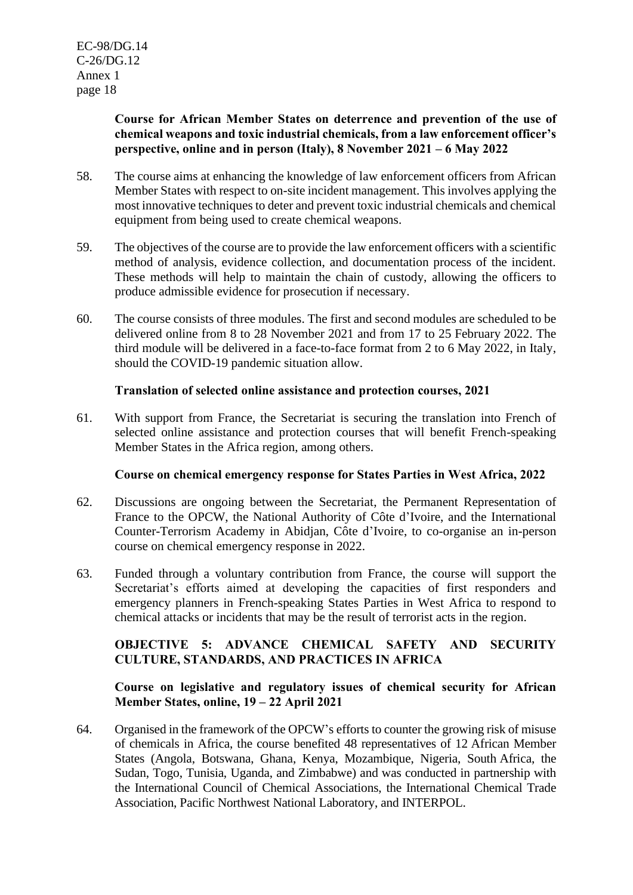**Course for African Member States on deterrence and prevention of the use of chemical weapons and toxic industrial chemicals, from a law enforcement officer's perspective, online and in person (Italy), 8 November 2021 – 6 May 2022**

58. The course aims at enhancing the knowledge of law enforcement officers from African Member States with respect to on-site incident management. This involves applying the most innovative techniques to deter and prevent toxic industrial chemicals and chemical equipment from being used to create chemical weapons.

59. The objectives of the course are to provide the law enforcement officers with a scientific method of analysis, evidence collection, and documentation process of the incident. These methods will help to maintain the chain of custody, allowing the officers to produce admissible evidence for prosecution if necessary.

60. The course consists of three modules. The first and second modules are scheduled to be delivered online from 8 to 28 November 2021 and from 17 to 25 February 2022. The third module will be delivered in a face-to-face format from 2 to 6 May 2022, in Italy, should the COVID-19 pandemic situation allow.

**Translation of selected online assistance and protection courses, 2021**

61. With support from France, the Secretariat is securing the translation into French of selected online assistance and protection courses that will benefit French-speaking Member States in the Africa region, among others.

**Course on chemical emergency response for States Parties in West Africa, 2022**

62. Discussions are ongoing between the Secretariat, the Permanent Representation of France to the OPCW, the National Authority of Côte d'Ivoire, and the International Counter-Terrorism Academy in Abidjan, Côte d'Ivoire, to co-organise an in-person course on chemical emergency response in 2022.

63. Funded through a voluntary contribution from France, the course will support the Secretariat's efforts aimed at developing the capacities of first responders and emergency planners in French-speaking States Parties in West Africa to respond to chemical attacks or incidents that may be the result of terrorist acts in the region.

## OBJECTIVE 5: ADVANCE CHEMICAL SAFETY AND SECURITY CULTURE, STANDARDS, AND PRACTICES IN AFRICA

**Course on legislative and regulatory issues of chemical security for African Member States, online, 19 – 22 April 2021**

64. Organised in the framework of the OPCW's efforts to counter the growing risk of misuse of chemicals in Africa, the course benefited 48 representatives of 12 African Member States (Angola, Botswana, Ghana, Kenya, Mozambique, Nigeria, South Africa, the Sudan, Togo, Tunisia, Uganda, and Zimbabwe) and was conducted in partnership with the International Council of Chemical Associations, the International Chemical Trade Association, Pacific Northwest National Laboratory, and INTERPOL.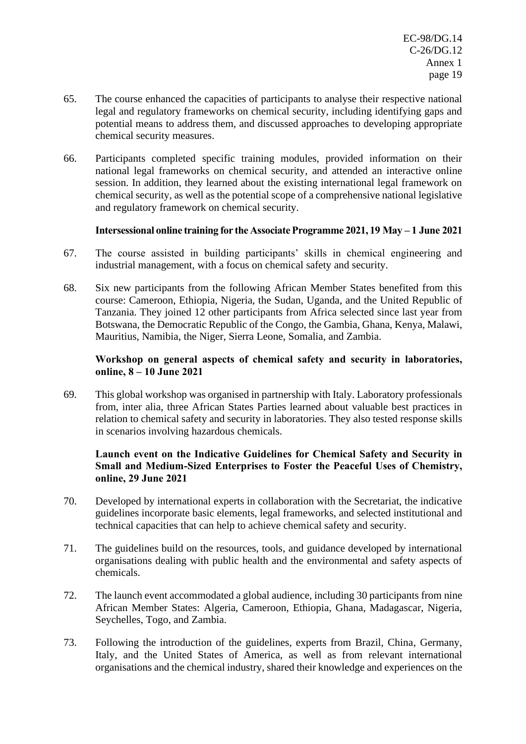65. The course enhanced the capacities of participants to analyse their respective national legal and regulatory frameworks on chemical security, including identifying gaps and potential means to address them, and discussed approaches to developing appropriate chemical security measures.

66. Participants completed specific training modules, provided information on their national legal frameworks on chemical security, and attended an interactive online session. In addition, they learned about the existing international legal framework on chemical security, as well as the potential scope of a comprehensive national legislative and regulatory framework on chemical security.

**Intersessional online training for the Associate Programme 2021, 19 May – 1 June 2021**

67. The course assisted in building participants' skills in chemical engineering and industrial management, with a focus on chemical safety and security.

68. Six new participants from the following African Member States benefited from this course: Cameroon, Ethiopia, Nigeria, the Sudan, Uganda, and the United Republic of Tanzania. They joined 12 other participants from Africa selected since last year from Botswana, the Democratic Republic of the Congo, the Gambia, Ghana, Kenya, Malawi, Mauritius, Namibia, the Niger, Sierra Leone, Somalia, and Zambia.

**Workshop on general aspects of chemical safety and security in laboratories, online, 8 – 10 June 2021**

69. This global workshop was organised in partnership with Italy. Laboratory professionals from, inter alia, three African States Parties learned about valuable best practices in relation to chemical safety and security in laboratories. They also tested response skills in scenarios involving hazardous chemicals.

**Launch event on the Indicative Guidelines for Chemical Safety and Security in Small and Medium-Sized Enterprises to Foster the Peaceful Uses of Chemistry, online, 29 June 2021**

70. Developed by international experts in collaboration with the Secretariat, the indicative guidelines incorporate basic elements, legal frameworks, and selected institutional and technical capacities that can help to achieve chemical safety and security.

71. The guidelines build on the resources, tools, and guidance developed by international organisations dealing with public health and the environmental and safety aspects of chemicals.

72. The launch event accommodated a global audience, including 30 participants from nine African Member States: Algeria, Cameroon, Ethiopia, Ghana, Madagascar, Nigeria, Seychelles, Togo, and Zambia.

73. Following the introduction of the guidelines, experts from Brazil, China, Germany, Italy, and the United States of America, as well as from relevant international organisations and the chemical industry, shared their knowledge and experiences on the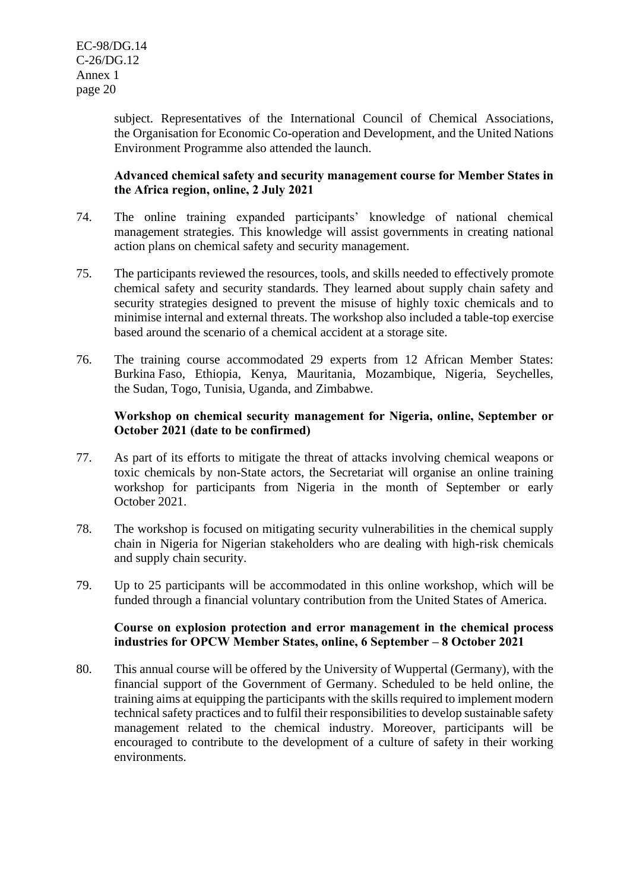subject. Representatives of the International Council of Chemical Associations, the Organisation for Economic Co-operation and Development, and the United Nations Environment Programme also attended the launch.

**Advanced chemical safety and security management course for Member States in the Africa region, online, 2 July 2021**

74. The online training expanded participants' knowledge of national chemical management strategies. This knowledge will assist governments in creating national action plans on chemical safety and security management.

75. The participants reviewed the resources, tools, and skills needed to effectively promote chemical safety and security standards. They learned about supply chain safety and security strategies designed to prevent the misuse of highly toxic chemicals and to minimise internal and external threats. The workshop also included a table-top exercise based around the scenario of a chemical accident at a storage site.

76. The training course accommodated 29 experts from 12 African Member States: Burkina Faso, Ethiopia, Kenya, Mauritania, Mozambique, Nigeria, Seychelles, the Sudan, Togo, Tunisia, Uganda, and Zimbabwe.

**Workshop on chemical security management for Nigeria, online, September or October 2021 (date to be confirmed)**

77. As part of its efforts to mitigate the threat of attacks involving chemical weapons or toxic chemicals by non-State actors, the Secretariat will organise an online training workshop for participants from Nigeria in the month of September or early October 2021.

78. The workshop is focused on mitigating security vulnerabilities in the chemical supply chain in Nigeria for Nigerian stakeholders who are dealing with high-risk chemicals and supply chain security.

79. Up to 25 participants will be accommodated in this online workshop, which will be funded through a financial voluntary contribution from the United States of America.

**Course on explosion protection and error management in the chemical process industries for OPCW Member States, online, 6 September – 8 October 2021**

80. This annual course will be offered by the University of Wuppertal (Germany), with the financial support of the Government of Germany. Scheduled to be held online, the training aims at equipping the participants with the skills required to implement modern technical safety practices and to fulfil their responsibilities to develop sustainable safety management related to the chemical industry. Moreover, participants will be encouraged to contribute to the development of a culture of safety in their working environments.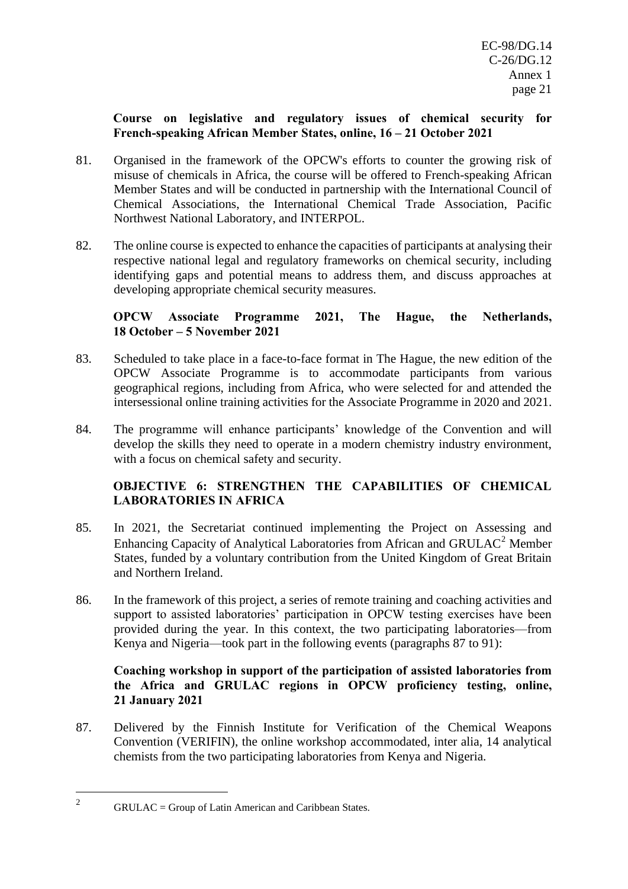**Course on legislative and regulatory issues of chemical security for French-speaking African Member States, online, 16 – 21 October 2021**

81. Organised in the framework of the OPCW's efforts to counter the growing risk of misuse of chemicals in Africa, the course will be offered to French-speaking African Member States and will be conducted in partnership with the International Council of Chemical Associations, the International Chemical Trade Association, Pacific Northwest National Laboratory, and INTERPOL.

82. The online course is expected to enhance the capacities of participants at analysing their respective national legal and regulatory frameworks on chemical security, including identifying gaps and potential means to address them, and discuss approaches at developing appropriate chemical security measures.

**OPCW Associate Programme 2021, The Hague, the Netherlands, 18 October – 5 November 2021**

83. Scheduled to take place in a face-to-face format in The Hague, the new edition of the OPCW Associate Programme is to accommodate participants from various geographical regions, including from Africa, who were selected for and attended the intersessional online training activities for the Associate Programme in 2020 and 2021.

84. The programme will enhance participants' knowledge of the Convention and will develop the skills they need to operate in a modern chemistry industry environment, with a focus on chemical safety and security.

## OBJECTIVE 6: STRENGTHEN THE CAPABILITIES OF CHEMICAL LABORATORIES IN AFRICA

85. In 2021, the Secretariat continued implementing the Project on Assessing and Enhancing Capacity of Analytical Laboratories from African and GRULAC[2] Member States, funded by a voluntary contribution from the United Kingdom of Great Britain and Northern Ireland.

86. In the framework of this project, a series of remote training and coaching activities and support to assisted laboratories' participation in OPCW testing exercises have been provided during the year. In this context, the two participating laboratories—from Kenya and Nigeria—took part in the following events (paragraphs 87 to 91):

**Coaching workshop in support of the participation of assisted laboratories from the Africa and GRULAC regions in OPCW proficiency testing, online, 21 January 2021**

87. Delivered by the Finnish Institute for Verification of the Chemical Weapons Convention (VERIFIN), the online workshop accommodated, inter alia, 14 analytical chemists from the two participating laboratories from Kenya and Nigeria.

---

[2] GRULAC = Group of Latin American and Caribbean States.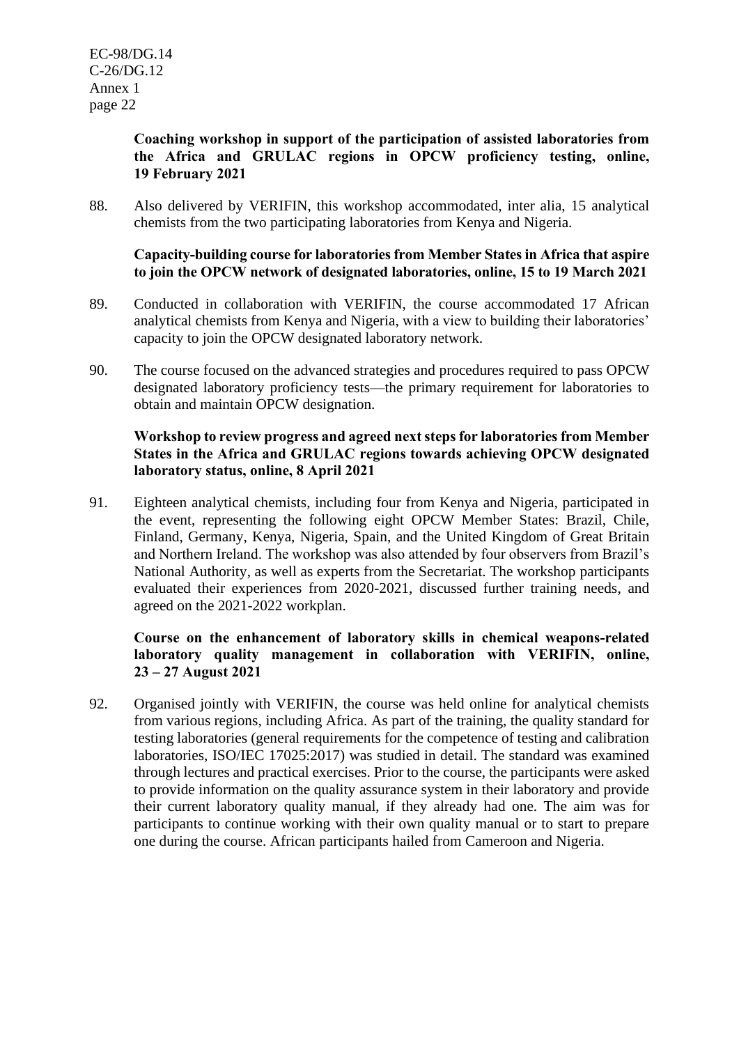**Coaching workshop in support of the participation of assisted laboratories from the Africa and GRULAC regions in OPCW proficiency testing, online, 19 February 2021**

88. Also delivered by VERIFIN, this workshop accommodated, inter alia, 15 analytical chemists from the two participating laboratories from Kenya and Nigeria.

**Capacity-building course for laboratories from Member States in Africa that aspire to join the OPCW network of designated laboratories, online, 15 to 19 March 2021**

89. Conducted in collaboration with VERIFIN, the course accommodated 17 African analytical chemists from Kenya and Nigeria, with a view to building their laboratories' capacity to join the OPCW designated laboratory network.

90. The course focused on the advanced strategies and procedures required to pass OPCW designated laboratory proficiency tests—the primary requirement for laboratories to obtain and maintain OPCW designation.

**Workshop to review progress and agreed next steps for laboratories from Member States in the Africa and GRULAC regions towards achieving OPCW designated laboratory status, online, 8 April 2021**

91. Eighteen analytical chemists, including four from Kenya and Nigeria, participated in the event, representing the following eight OPCW Member States: Brazil, Chile, Finland, Germany, Kenya, Nigeria, Spain, and the United Kingdom of Great Britain and Northern Ireland. The workshop was also attended by four observers from Brazil's National Authority, as well as experts from the Secretariat. The workshop participants evaluated their experiences from 2020-2021, discussed further training needs, and agreed on the 2021-2022 workplan.

**Course on the enhancement of laboratory skills in chemical weapons-related laboratory quality management in collaboration with VERIFIN, online, 23 – 27 August 2021**

92. Organised jointly with VERIFIN, the course was held online for analytical chemists from various regions, including Africa. As part of the training, the quality standard for testing laboratories (general requirements for the competence of testing and calibration laboratories, ISO/IEC 17025:2017) was studied in detail. The standard was examined through lectures and practical exercises. Prior to the course, the participants were asked to provide information on the quality assurance system in their laboratory and provide their current laboratory quality manual, if they already had one. The aim was for participants to continue working with their own quality manual or to start to prepare one during the course. African participants hailed from Cameroon and Nigeria.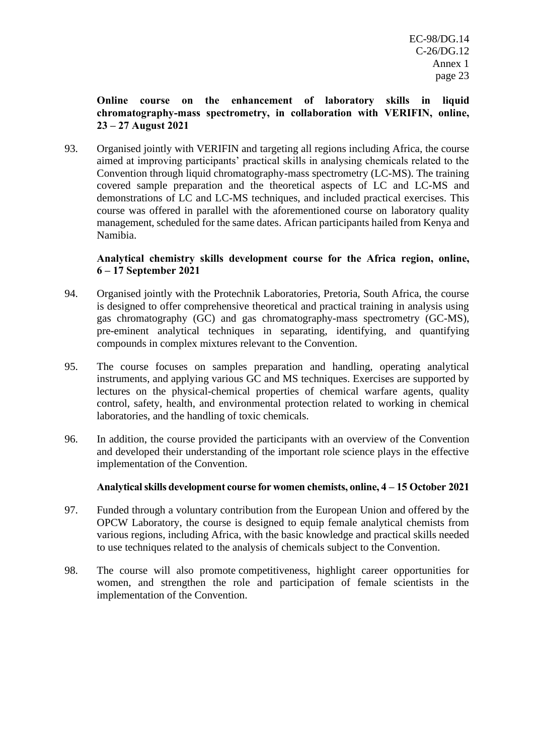**Online course on the enhancement of laboratory skills in liquid chromatography-mass spectrometry, in collaboration with VERIFIN, online, 23 – 27 August 2021**

93. Organised jointly with VERIFIN and targeting all regions including Africa, the course aimed at improving participants' practical skills in analysing chemicals related to the Convention through liquid chromatography-mass spectrometry (LC-MS). The training covered sample preparation and the theoretical aspects of LC and LC-MS and demonstrations of LC and LC-MS techniques, and included practical exercises. This course was offered in parallel with the aforementioned course on laboratory quality management, scheduled for the same dates. African participants hailed from Kenya and Namibia.

**Analytical chemistry skills development course for the Africa region, online, 6 – 17 September 2021**

94. Organised jointly with the Protechnik Laboratories, Pretoria, South Africa, the course is designed to offer comprehensive theoretical and practical training in analysis using gas chromatography (GC) and gas chromatography-mass spectrometry (GC-MS), pre-eminent analytical techniques in separating, identifying, and quantifying compounds in complex mixtures relevant to the Convention.

95. The course focuses on samples preparation and handling, operating analytical instruments, and applying various GC and MS techniques. Exercises are supported by lectures on the physical-chemical properties of chemical warfare agents, quality control, safety, health, and environmental protection related to working in chemical laboratories, and the handling of toxic chemicals.

96. In addition, the course provided the participants with an overview of the Convention and developed their understanding of the important role science plays in the effective implementation of the Convention.

**Analytical skills development course for women chemists, online, 4 – 15 October 2021**

97. Funded through a voluntary contribution from the European Union and offered by the OPCW Laboratory, the course is designed to equip female analytical chemists from various regions, including Africa, with the basic knowledge and practical skills needed to use techniques related to the analysis of chemicals subject to the Convention.

98. The course will also promote competitiveness, highlight career opportunities for women, and strengthen the role and participation of female scientists in the implementation of the Convention.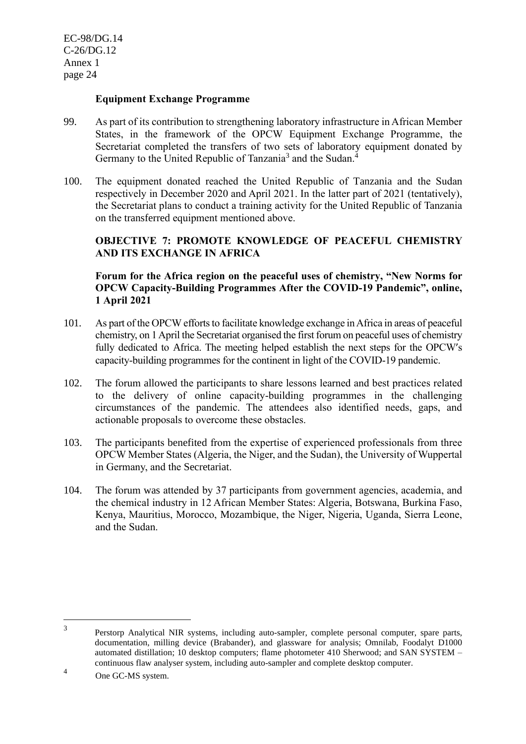**Equipment Exchange Programme**

99. As part of its contribution to strengthening laboratory infrastructure in African Member States, in the framework of the OPCW Equipment Exchange Programme, the Secretariat completed the transfers of two sets of laboratory equipment donated by Germany to the United Republic of Tanzania[3] and the Sudan.[4]

100. The equipment donated reached the United Republic of Tanzania and the Sudan respectively in December 2020 and April 2021. In the latter part of 2021 (tentatively), the Secretariat plans to conduct a training activity for the United Republic of Tanzania on the transferred equipment mentioned above.

**OBJECTIVE 7: PROMOTE KNOWLEDGE OF PEACEFUL CHEMISTRY AND ITS EXCHANGE IN AFRICA**

**Forum for the Africa region on the peaceful uses of chemistry, "New Norms for OPCW Capacity-Building Programmes After the COVID-19 Pandemic", online, 1 April 2021**

101. As part of the OPCW efforts to facilitate knowledge exchange in Africa in areas of peaceful chemistry, on 1 April the Secretariat organised the first forum on peaceful uses of chemistry fully dedicated to Africa. The meeting helped establish the next steps for the OPCW's capacity-building programmes for the continent in light of the COVID-19 pandemic.

102. The forum allowed the participants to share lessons learned and best practices related to the delivery of online capacity-building programmes in the challenging circumstances of the pandemic. The attendees also identified needs, gaps, and actionable proposals to overcome these obstacles.

103. The participants benefited from the expertise of experienced professionals from three OPCW Member States (Algeria, the Niger, and the Sudan), the University of Wuppertal in Germany, and the Secretariat.

104. The forum was attended by 37 participants from government agencies, academia, and the chemical industry in 12 African Member States: Algeria, Botswana, Burkina Faso, Kenya, Mauritius, Morocco, Mozambique, the Niger, Nigeria, Uganda, Sierra Leone, and the Sudan.

---

[3] Perstorp Analytical NIR systems, including auto-sampler, complete personal computer, spare parts, documentation, milling device (Brabander), and glassware for analysis; Omnilab, Foodalyt D1000 automated distillation; 10 desktop computers; flame photometer 410 Sherwood; and SAN SYSTEM – continuous flaw analyser system, including auto-sampler and complete desktop computer.

[4] One GC-MS system.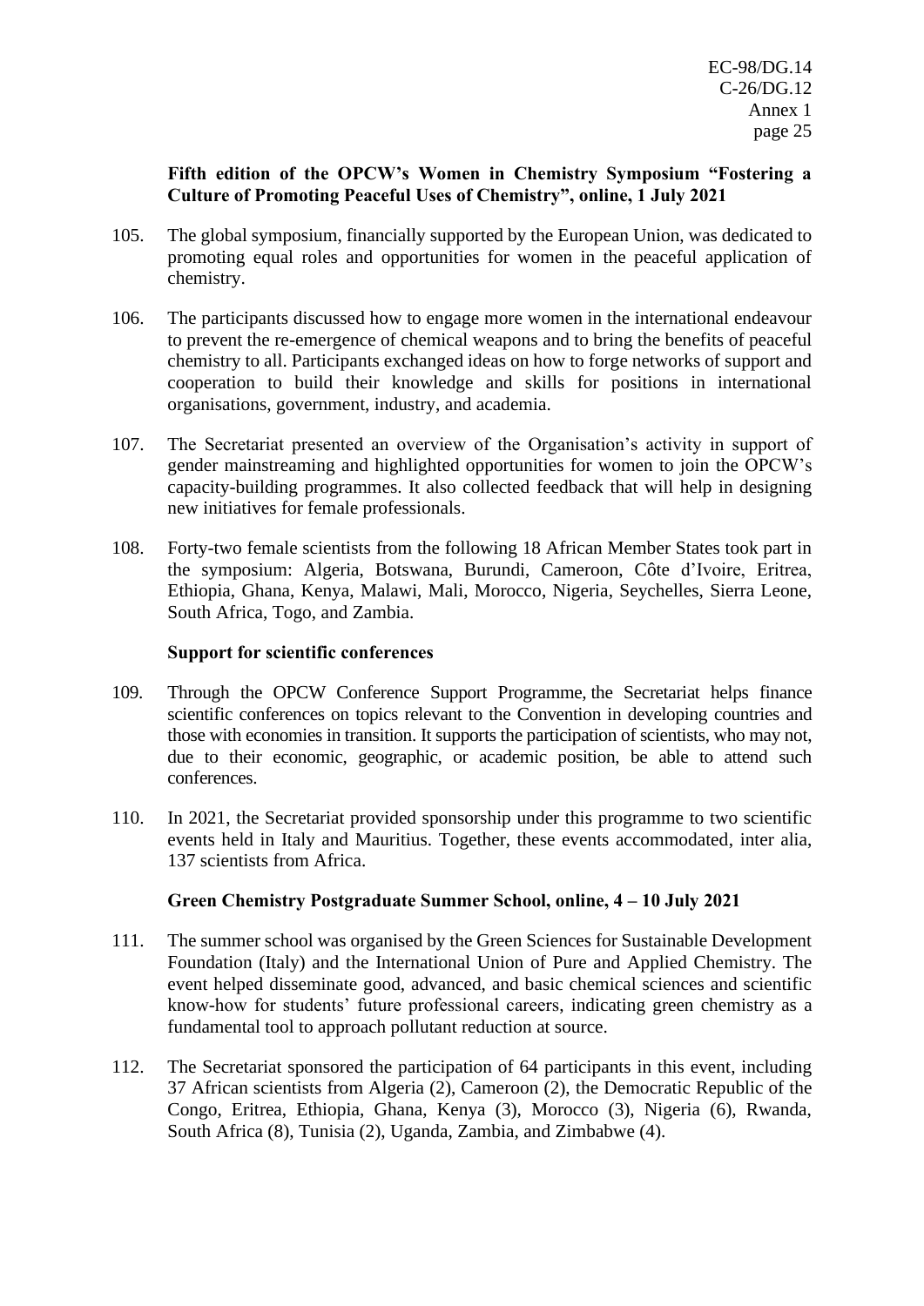**Fifth edition of the OPCW's Women in Chemistry Symposium "Fostering a Culture of Promoting Peaceful Uses of Chemistry", online, 1 July 2021**

105. The global symposium, financially supported by the European Union, was dedicated to promoting equal roles and opportunities for women in the peaceful application of chemistry.

106. The participants discussed how to engage more women in the international endeavour to prevent the re-emergence of chemical weapons and to bring the benefits of peaceful chemistry to all. Participants exchanged ideas on how to forge networks of support and cooperation to build their knowledge and skills for positions in international organisations, government, industry, and academia.

107. The Secretariat presented an overview of the Organisation's activity in support of gender mainstreaming and highlighted opportunities for women to join the OPCW's capacity-building programmes. It also collected feedback that will help in designing new initiatives for female professionals.

108. Forty-two female scientists from the following 18 African Member States took part in the symposium: Algeria, Botswana, Burundi, Cameroon, Côte d'Ivoire, Eritrea, Ethiopia, Ghana, Kenya, Malawi, Mali, Morocco, Nigeria, Seychelles, Sierra Leone, South Africa, Togo, and Zambia.

**Support for scientific conferences**

109. Through the OPCW Conference Support Programme, the Secretariat helps finance scientific conferences on topics relevant to the Convention in developing countries and those with economies in transition. It supports the participation of scientists, who may not, due to their economic, geographic, or academic position, be able to attend such conferences.

110. In 2021, the Secretariat provided sponsorship under this programme to two scientific events held in Italy and Mauritius. Together, these events accommodated, inter alia, 137 scientists from Africa.

**Green Chemistry Postgraduate Summer School, online, 4 – 10 July 2021**

111. The summer school was organised by the Green Sciences for Sustainable Development Foundation (Italy) and the International Union of Pure and Applied Chemistry. The event helped disseminate good, advanced, and basic chemical sciences and scientific know-how for students' future professional careers, indicating green chemistry as a fundamental tool to approach pollutant reduction at source.

112. The Secretariat sponsored the participation of 64 participants in this event, including 37 African scientists from Algeria (2), Cameroon (2), the Democratic Republic of the Congo, Eritrea, Ethiopia, Ghana, Kenya (3), Morocco (3), Nigeria (6), Rwanda, South Africa (8), Tunisia (2), Uganda, Zambia, and Zimbabwe (4).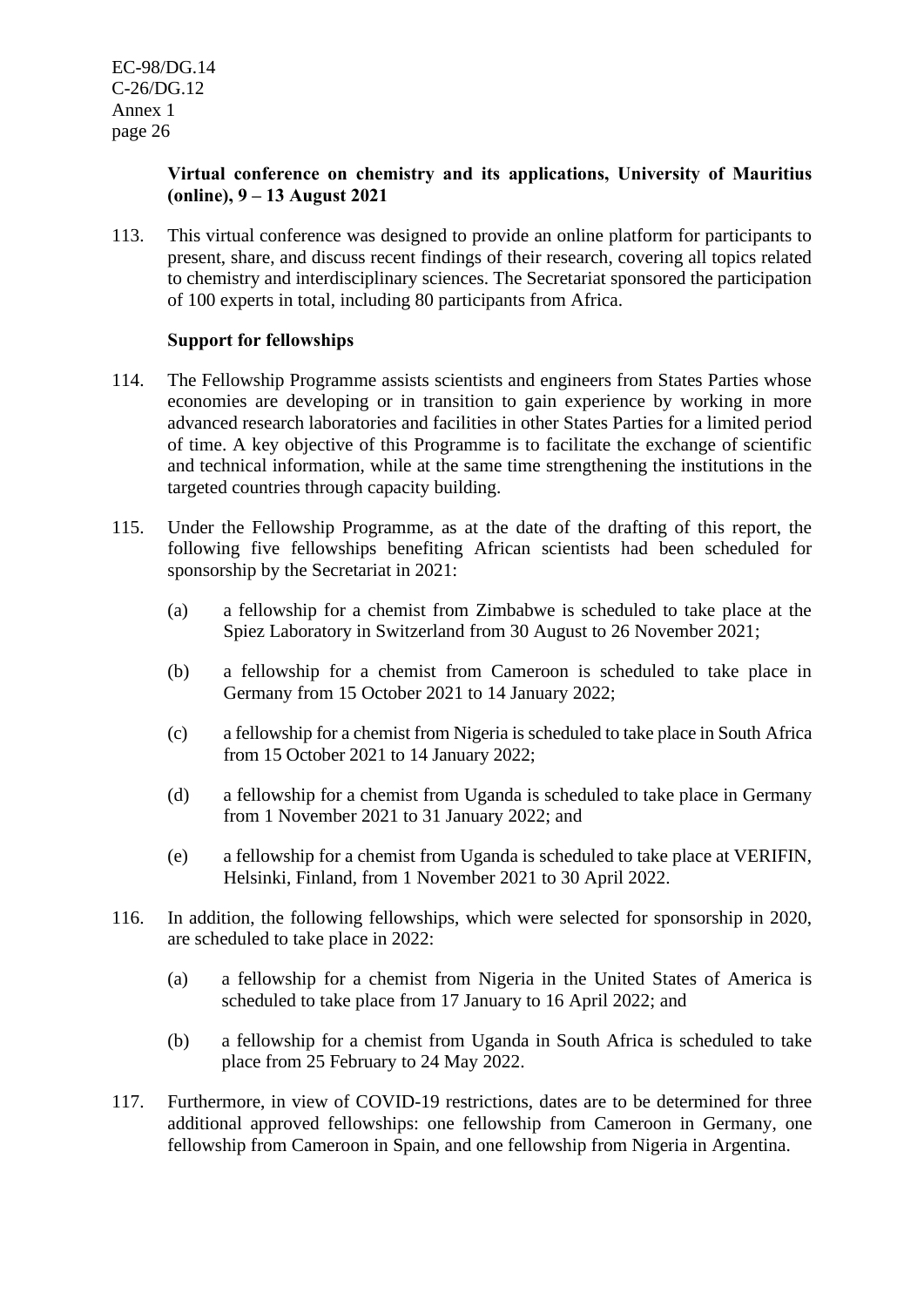**Virtual conference on chemistry and its applications, University of Mauritius (online), 9 – 13 August 2021**

113. This virtual conference was designed to provide an online platform for participants to present, share, and discuss recent findings of their research, covering all topics related to chemistry and interdisciplinary sciences. The Secretariat sponsored the participation of 100 experts in total, including 80 participants from Africa.

**Support for fellowships**

114. The Fellowship Programme assists scientists and engineers from States Parties whose economies are developing or in transition to gain experience by working in more advanced research laboratories and facilities in other States Parties for a limited period of time. A key objective of this Programme is to facilitate the exchange of scientific and technical information, while at the same time strengthening the institutions in the targeted countries through capacity building.

115. Under the Fellowship Programme, as at the date of the drafting of this report, the following five fellowships benefiting African scientists had been scheduled for sponsorship by the Secretariat in 2021:

(a) a fellowship for a chemist from Zimbabwe is scheduled to take place at the Spiez Laboratory in Switzerland from 30 August to 26 November 2021;

(b) a fellowship for a chemist from Cameroon is scheduled to take place in Germany from 15 October 2021 to 14 January 2022;

(c) a fellowship for a chemist from Nigeria is scheduled to take place in South Africa from 15 October 2021 to 14 January 2022;

(d) a fellowship for a chemist from Uganda is scheduled to take place in Germany from 1 November 2021 to 31 January 2022; and

(e) a fellowship for a chemist from Uganda is scheduled to take place at VERIFIN, Helsinki, Finland, from 1 November 2021 to 30 April 2022.

116. In addition, the following fellowships, which were selected for sponsorship in 2020, are scheduled to take place in 2022:

(a) a fellowship for a chemist from Nigeria in the United States of America is scheduled to take place from 17 January to 16 April 2022; and

(b) a fellowship for a chemist from Uganda in South Africa is scheduled to take place from 25 February to 24 May 2022.

117. Furthermore, in view of COVID-19 restrictions, dates are to be determined for three additional approved fellowships: one fellowship from Cameroon in Germany, one fellowship from Cameroon in Spain, and one fellowship from Nigeria in Argentina.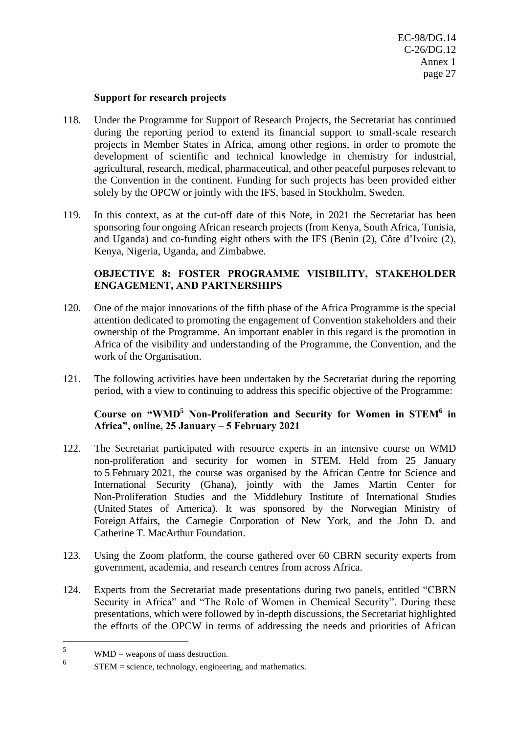**Support for research projects**

118. Under the Programme for Support of Research Projects, the Secretariat has continued during the reporting period to extend its financial support to small-scale research projects in Member States in Africa, among other regions, in order to promote the development of scientific and technical knowledge in chemistry for industrial, agricultural, research, medical, pharmaceutical, and other peaceful purposes relevant to the Convention in the continent. Funding for such projects has been provided either solely by the OPCW or jointly with the IFS, based in Stockholm, Sweden.

119. In this context, as at the cut-off date of this Note, in 2021 the Secretariat has been sponsoring four ongoing African research projects (from Kenya, South Africa, Tunisia, and Uganda) and co-funding eight others with the IFS (Benin (2), Côte d'Ivoire (2), Kenya, Nigeria, Uganda, and Zimbabwe.

**OBJECTIVE 8: FOSTER PROGRAMME VISIBILITY, STAKEHOLDER ENGAGEMENT, AND PARTNERSHIPS**

120. One of the major innovations of the fifth phase of the Africa Programme is the special attention dedicated to promoting the engagement of Convention stakeholders and their ownership of the Programme. An important enabler in this regard is the promotion in Africa of the visibility and understanding of the Programme, the Convention, and the work of the Organisation.

121. The following activities have been undertaken by the Secretariat during the reporting period, with a view to continuing to address this specific objective of the Programme:

**Course on "WMD[5] Non-Proliferation and Security for Women in STEM[6] in Africa", online, 25 January – 5 February 2021**

122. The Secretariat participated with resource experts in an intensive course on WMD non-proliferation and security for women in STEM. Held from 25 January to 5 February 2021, the course was organised by the African Centre for Science and International Security (Ghana), jointly with the James Martin Center for Non-Proliferation Studies and the Middlebury Institute of International Studies (United States of America). It was sponsored by the Norwegian Ministry of Foreign Affairs, the Carnegie Corporation of New York, and the John D. and Catherine T. MacArthur Foundation.

123. Using the Zoom platform, the course gathered over 60 CBRN security experts from government, academia, and research centres from across Africa.

124. Experts from the Secretariat made presentations during two panels, entitled "CBRN Security in Africa" and "The Role of Women in Chemical Security". During these presentations, which were followed by in-depth discussions, the Secretariat highlighted the efforts of the OPCW in terms of addressing the needs and priorities of African

---

[5] WMD = weapons of mass destruction.

[6] STEM = science, technology, engineering, and mathematics.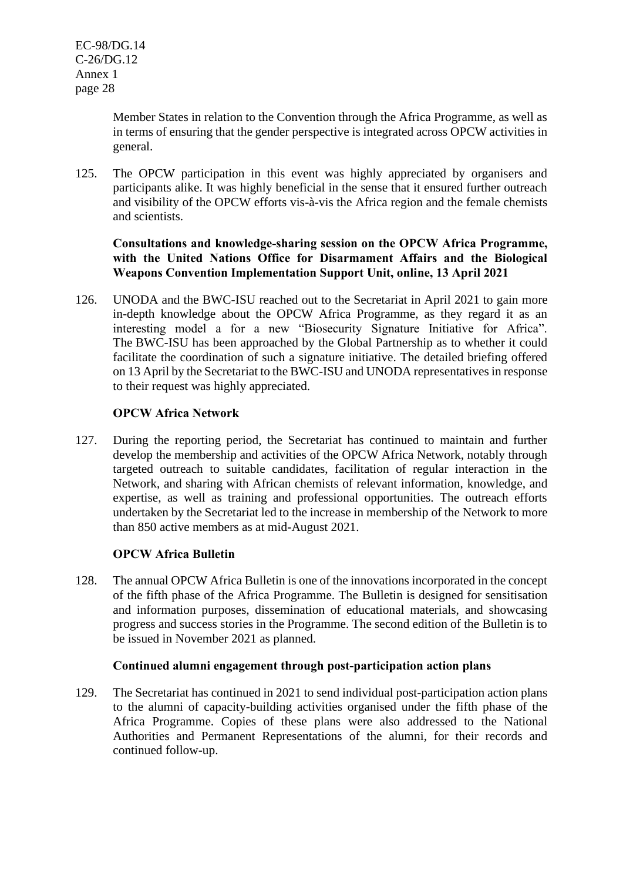Member States in relation to the Convention through the Africa Programme, as well as in terms of ensuring that the gender perspective is integrated across OPCW activities in general.

125. The OPCW participation in this event was highly appreciated by organisers and participants alike. It was highly beneficial in the sense that it ensured further outreach and visibility of the OPCW efforts vis-à-vis the Africa region and the female chemists and scientists.

**Consultations and knowledge-sharing session on the OPCW Africa Programme, with the United Nations Office for Disarmament Affairs and the Biological Weapons Convention Implementation Support Unit, online, 13 April 2021**

126. UNODA and the BWC-ISU reached out to the Secretariat in April 2021 to gain more in-depth knowledge about the OPCW Africa Programme, as they regard it as an interesting model a for a new "Biosecurity Signature Initiative for Africa". The BWC-ISU has been approached by the Global Partnership as to whether it could facilitate the coordination of such a signature initiative. The detailed briefing offered on 13 April by the Secretariat to the BWC-ISU and UNODA representatives in response to their request was highly appreciated.

**OPCW Africa Network**

127. During the reporting period, the Secretariat has continued to maintain and further develop the membership and activities of the OPCW Africa Network, notably through targeted outreach to suitable candidates, facilitation of regular interaction in the Network, and sharing with African chemists of relevant information, knowledge, and expertise, as well as training and professional opportunities. The outreach efforts undertaken by the Secretariat led to the increase in membership of the Network to more than 850 active members as at mid-August 2021.

**OPCW Africa Bulletin**

128. The annual OPCW Africa Bulletin is one of the innovations incorporated in the concept of the fifth phase of the Africa Programme. The Bulletin is designed for sensitisation and information purposes, dissemination of educational materials, and showcasing progress and success stories in the Programme. The second edition of the Bulletin is to be issued in November 2021 as planned.

**Continued alumni engagement through post-participation action plans**

129. The Secretariat has continued in 2021 to send individual post-participation action plans to the alumni of capacity-building activities organised under the fifth phase of the Africa Programme. Copies of these plans were also addressed to the National Authorities and Permanent Representations of the alumni, for their records and continued follow-up.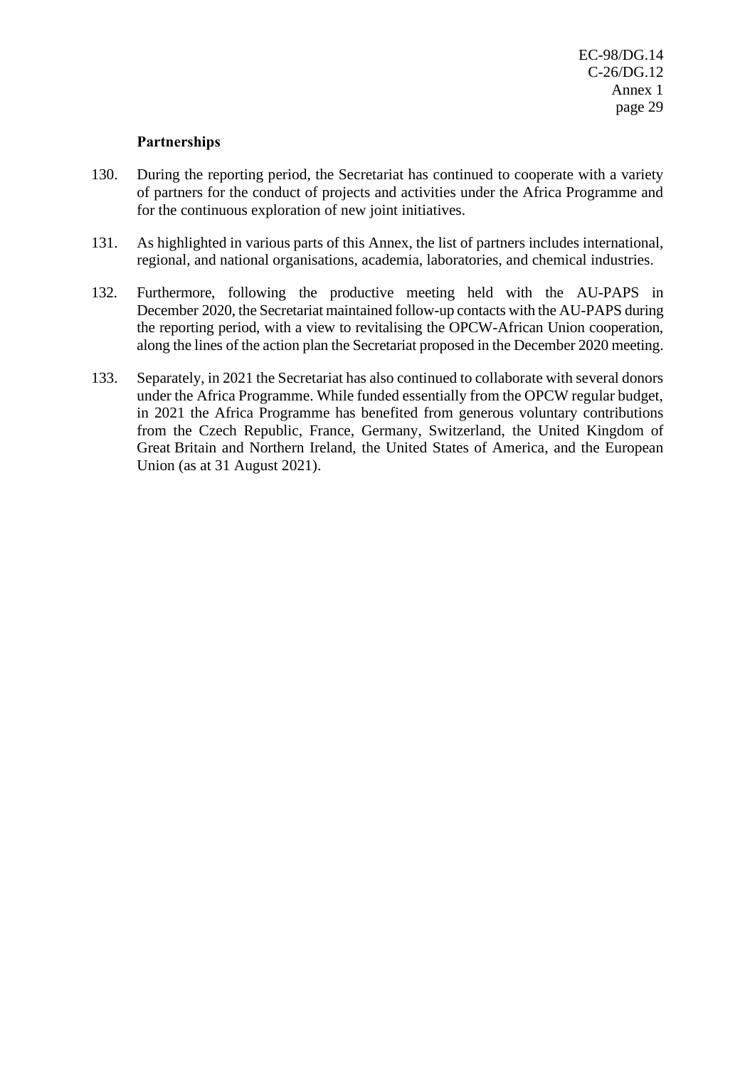**Partnerships**

130. During the reporting period, the Secretariat has continued to cooperate with a variety of partners for the conduct of projects and activities under the Africa Programme and for the continuous exploration of new joint initiatives.

131. As highlighted in various parts of this Annex, the list of partners includes international, regional, and national organisations, academia, laboratories, and chemical industries.

132. Furthermore, following the productive meeting held with the AU-PAPS in December 2020, the Secretariat maintained follow-up contacts with the AU-PAPS during the reporting period, with a view to revitalising the OPCW-African Union cooperation, along the lines of the action plan the Secretariat proposed in the December 2020 meeting.

133. Separately, in 2021 the Secretariat has also continued to collaborate with several donors under the Africa Programme. While funded essentially from the OPCW regular budget, in 2021 the Africa Programme has benefited from generous voluntary contributions from the Czech Republic, France, Germany, Switzerland, the United Kingdom of Great Britain and Northern Ireland, the United States of America, and the European Union (as at 31 August 2021).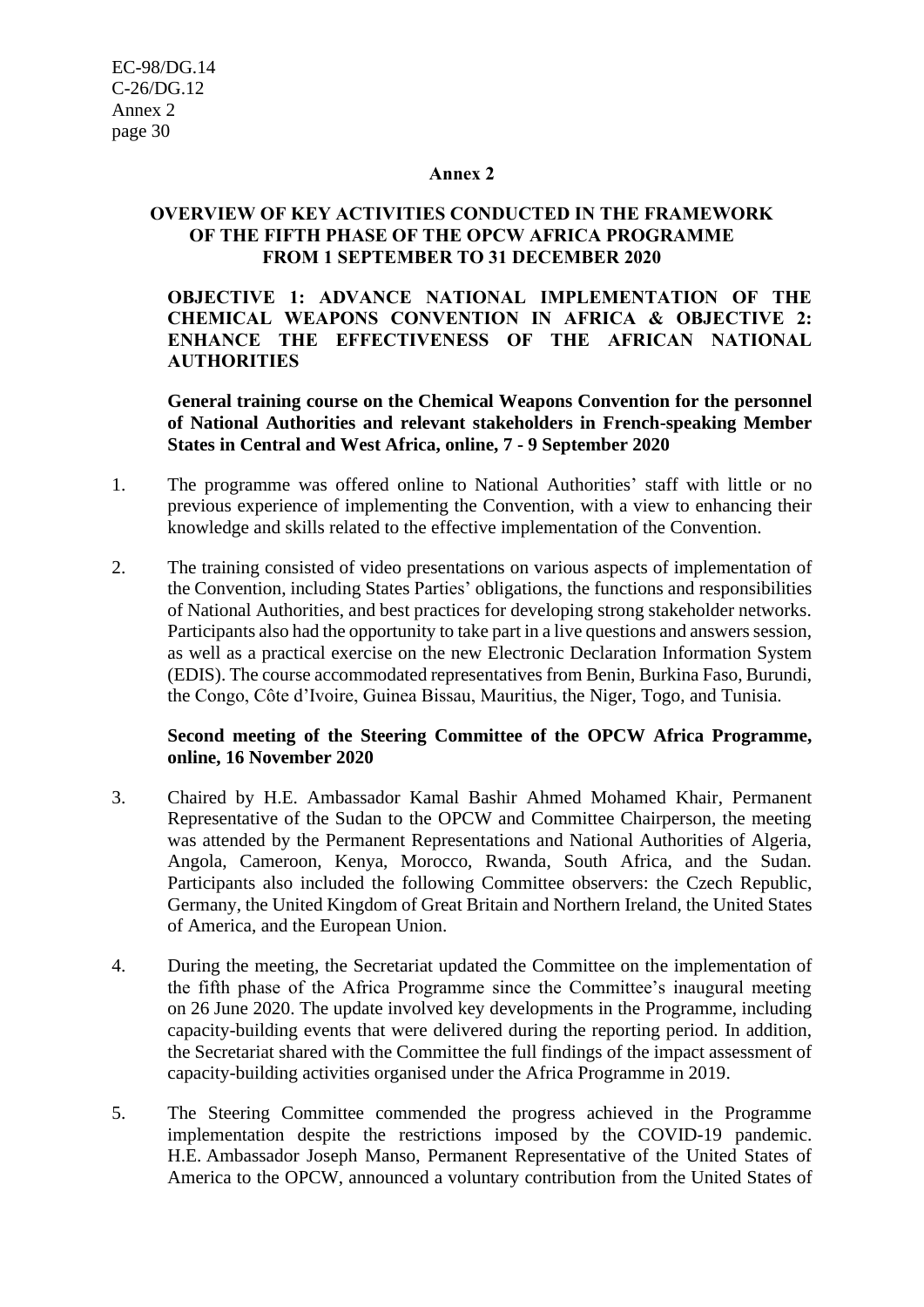## Annex 2

## OVERVIEW OF KEY ACTIVITIES CONDUCTED IN THE FRAMEWORK OF THE FIFTH PHASE OF THE OPCW AFRICA PROGRAMME FROM 1 SEPTEMBER TO 31 DECEMBER 2020

### OBJECTIVE 1: ADVANCE NATIONAL IMPLEMENTATION OF THE CHEMICAL WEAPONS CONVENTION IN AFRICA & OBJECTIVE 2: ENHANCE THE EFFECTIVENESS OF THE AFRICAN NATIONAL AUTHORITIES

**General training course on the Chemical Weapons Convention for the personnel of National Authorities and relevant stakeholders in French-speaking Member States in Central and West Africa, online, 7 - 9 September 2020**

1. The programme was offered online to National Authorities' staff with little or no previous experience of implementing the Convention, with a view to enhancing their knowledge and skills related to the effective implementation of the Convention.

2. The training consisted of video presentations on various aspects of implementation of the Convention, including States Parties' obligations, the functions and responsibilities of National Authorities, and best practices for developing strong stakeholder networks. Participants also had the opportunity to take part in a live questions and answers session, as well as a practical exercise on the new Electronic Declaration Information System (EDIS). The course accommodated representatives from Benin, Burkina Faso, Burundi, the Congo, Côte d'Ivoire, Guinea Bissau, Mauritius, the Niger, Togo, and Tunisia.

**Second meeting of the Steering Committee of the OPCW Africa Programme, online, 16 November 2020**

3. Chaired by H.E. Ambassador Kamal Bashir Ahmed Mohamed Khair, Permanent Representative of the Sudan to the OPCW and Committee Chairperson, the meeting was attended by the Permanent Representations and National Authorities of Algeria, Angola, Cameroon, Kenya, Morocco, Rwanda, South Africa, and the Sudan. Participants also included the following Committee observers: the Czech Republic, Germany, the United Kingdom of Great Britain and Northern Ireland, the United States of America, and the European Union.

4. During the meeting, the Secretariat updated the Committee on the implementation of the fifth phase of the Africa Programme since the Committee's inaugural meeting on 26 June 2020. The update involved key developments in the Programme, including capacity-building events that were delivered during the reporting period. In addition, the Secretariat shared with the Committee the full findings of the impact assessment of capacity-building activities organised under the Africa Programme in 2019.

5. The Steering Committee commended the progress achieved in the Programme implementation despite the restrictions imposed by the COVID-19 pandemic. H.E. Ambassador Joseph Manso, Permanent Representative of the United States of America to the OPCW, announced a voluntary contribution from the United States of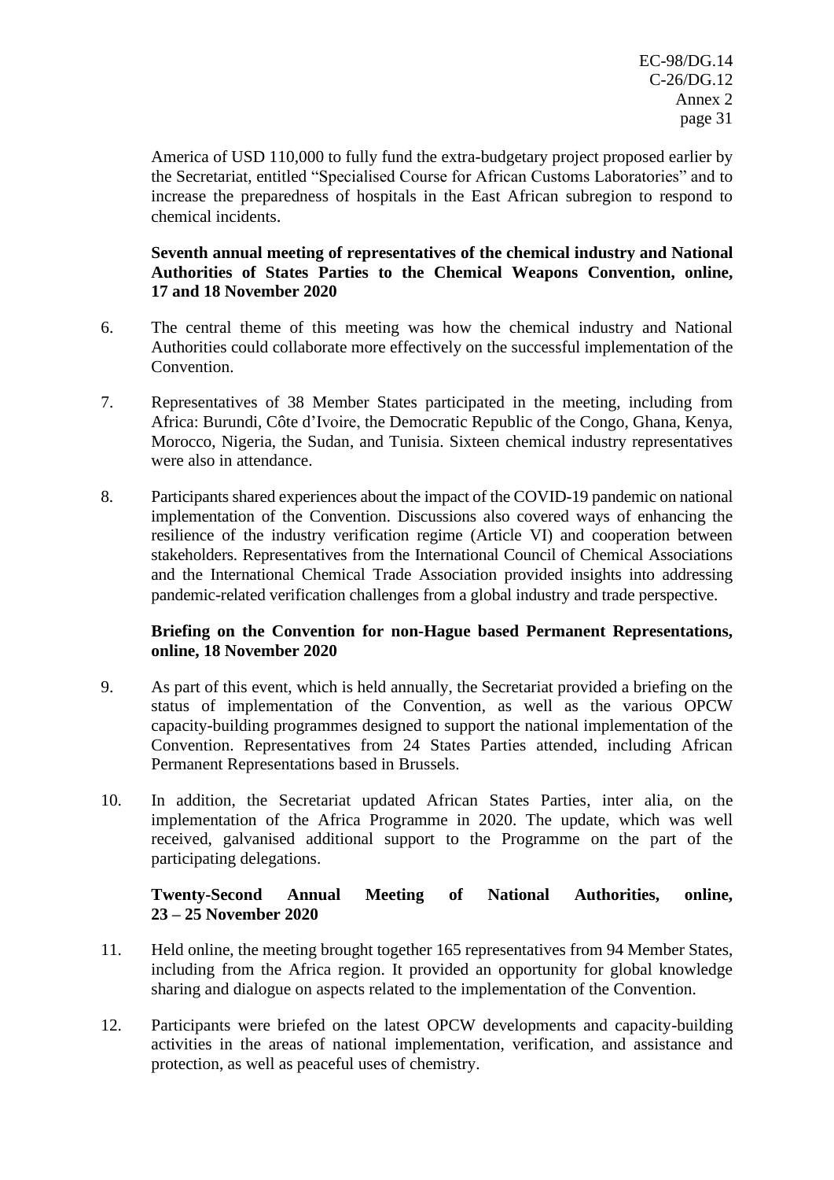America of USD 110,000 to fully fund the extra-budgetary project proposed earlier by the Secretariat, entitled "Specialised Course for African Customs Laboratories" and to increase the preparedness of hospitals in the East African subregion to respond to chemical incidents.

**Seventh annual meeting of representatives of the chemical industry and National Authorities of States Parties to the Chemical Weapons Convention, online, 17 and 18 November 2020**

6. The central theme of this meeting was how the chemical industry and National Authorities could collaborate more effectively on the successful implementation of the Convention.

7. Representatives of 38 Member States participated in the meeting, including from Africa: Burundi, Côte d'Ivoire, the Democratic Republic of the Congo, Ghana, Kenya, Morocco, Nigeria, the Sudan, and Tunisia. Sixteen chemical industry representatives were also in attendance.

8. Participants shared experiences about the impact of the COVID-19 pandemic on national implementation of the Convention. Discussions also covered ways of enhancing the resilience of the industry verification regime (Article VI) and cooperation between stakeholders. Representatives from the International Council of Chemical Associations and the International Chemical Trade Association provided insights into addressing pandemic-related verification challenges from a global industry and trade perspective.

**Briefing on the Convention for non-Hague based Permanent Representations, online, 18 November 2020**

9. As part of this event, which is held annually, the Secretariat provided a briefing on the status of implementation of the Convention, as well as the various OPCW capacity-building programmes designed to support the national implementation of the Convention. Representatives from 24 States Parties attended, including African Permanent Representations based in Brussels.

10. In addition, the Secretariat updated African States Parties, inter alia, on the implementation of the Africa Programme in 2020. The update, which was well received, galvanised additional support to the Programme on the part of the participating delegations.

**Twenty-Second Annual Meeting of National Authorities, online, 23 – 25 November 2020**

11. Held online, the meeting brought together 165 representatives from 94 Member States, including from the Africa region. It provided an opportunity for global knowledge sharing and dialogue on aspects related to the implementation of the Convention.

12. Participants were briefed on the latest OPCW developments and capacity-building activities in the areas of national implementation, verification, and assistance and protection, as well as peaceful uses of chemistry.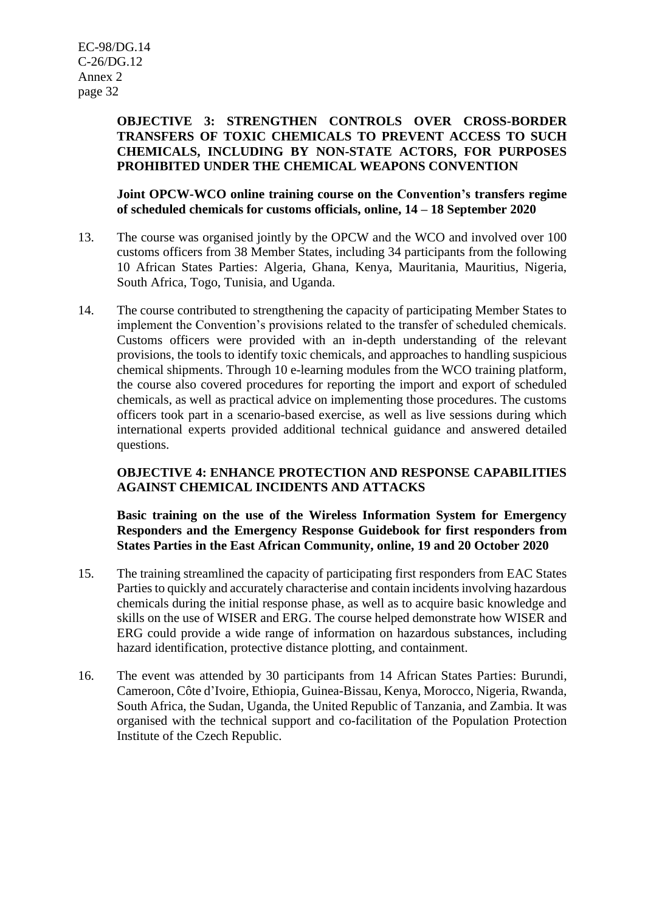**OBJECTIVE 3: STRENGTHEN CONTROLS OVER CROSS-BORDER TRANSFERS OF TOXIC CHEMICALS TO PREVENT ACCESS TO SUCH CHEMICALS, INCLUDING BY NON-STATE ACTORS, FOR PURPOSES PROHIBITED UNDER THE CHEMICAL WEAPONS CONVENTION**

**Joint OPCW-WCO online training course on the Convention's transfers regime of scheduled chemicals for customs officials, online, 14 – 18 September 2020**

13. The course was organised jointly by the OPCW and the WCO and involved over 100 customs officers from 38 Member States, including 34 participants from the following 10 African States Parties: Algeria, Ghana, Kenya, Mauritania, Mauritius, Nigeria, South Africa, Togo, Tunisia, and Uganda.

14. The course contributed to strengthening the capacity of participating Member States to implement the Convention's provisions related to the transfer of scheduled chemicals. Customs officers were provided with an in-depth understanding of the relevant provisions, the tools to identify toxic chemicals, and approaches to handling suspicious chemical shipments. Through 10 e-learning modules from the WCO training platform, the course also covered procedures for reporting the import and export of scheduled chemicals, as well as practical advice on implementing those procedures. The customs officers took part in a scenario-based exercise, as well as live sessions during which international experts provided additional technical guidance and answered detailed questions.

**OBJECTIVE 4: ENHANCE PROTECTION AND RESPONSE CAPABILITIES AGAINST CHEMICAL INCIDENTS AND ATTACKS**

**Basic training on the use of the Wireless Information System for Emergency Responders and the Emergency Response Guidebook for first responders from States Parties in the East African Community, online, 19 and 20 October 2020**

15. The training streamlined the capacity of participating first responders from EAC States Parties to quickly and accurately characterise and contain incidents involving hazardous chemicals during the initial response phase, as well as to acquire basic knowledge and skills on the use of WISER and ERG. The course helped demonstrate how WISER and ERG could provide a wide range of information on hazardous substances, including hazard identification, protective distance plotting, and containment.

16. The event was attended by 30 participants from 14 African States Parties: Burundi, Cameroon, Côte d'Ivoire, Ethiopia, Guinea-Bissau, Kenya, Morocco, Nigeria, Rwanda, South Africa, the Sudan, Uganda, the United Republic of Tanzania, and Zambia. It was organised with the technical support and co-facilitation of the Population Protection Institute of the Czech Republic.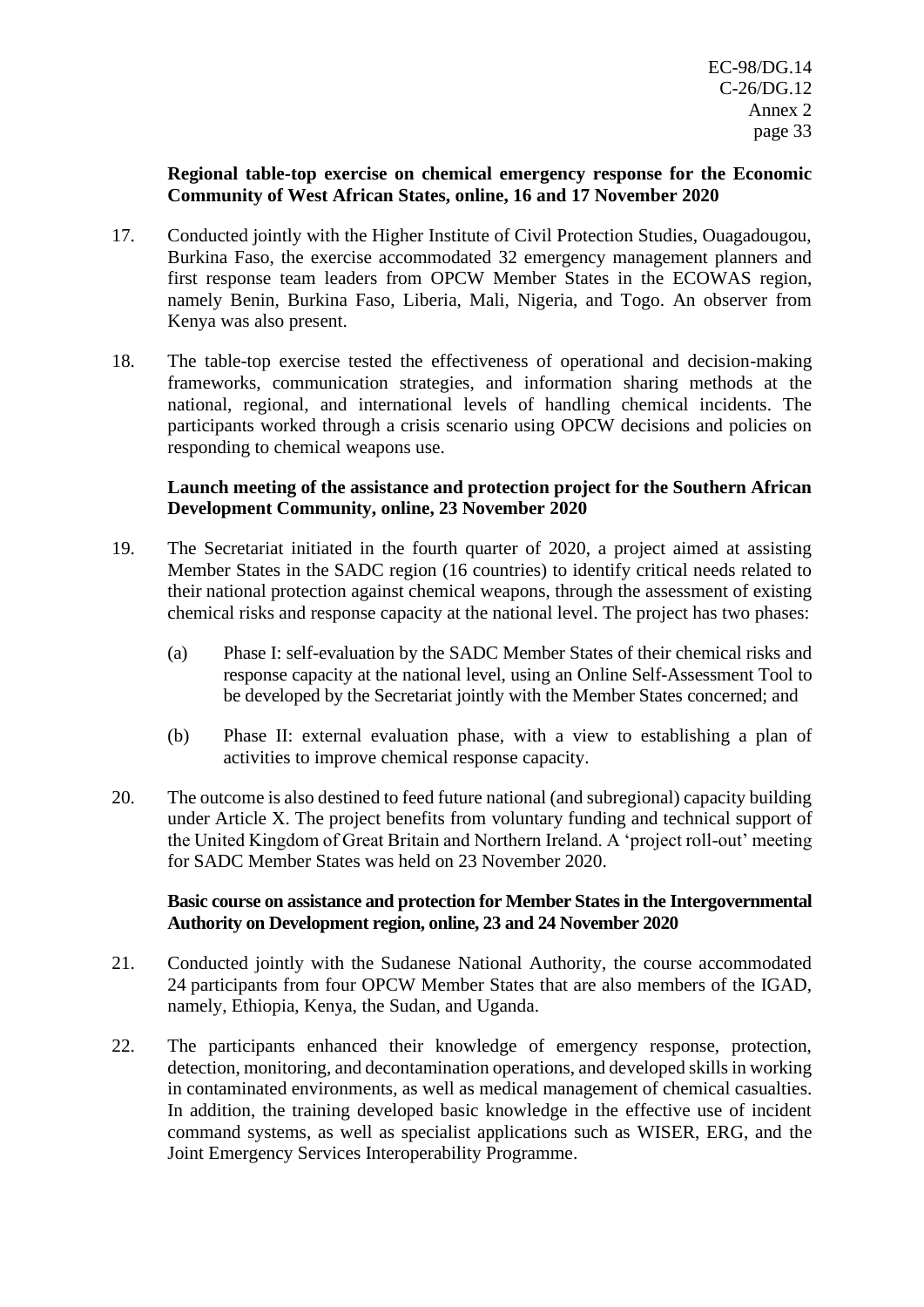**Regional table-top exercise on chemical emergency response for the Economic Community of West African States, online, 16 and 17 November 2020**

17. Conducted jointly with the Higher Institute of Civil Protection Studies, Ouagadougou, Burkina Faso, the exercise accommodated 32 emergency management planners and first response team leaders from OPCW Member States in the ECOWAS region, namely Benin, Burkina Faso, Liberia, Mali, Nigeria, and Togo. An observer from Kenya was also present.

18. The table-top exercise tested the effectiveness of operational and decision-making frameworks, communication strategies, and information sharing methods at the national, regional, and international levels of handling chemical incidents. The participants worked through a crisis scenario using OPCW decisions and policies on responding to chemical weapons use.

**Launch meeting of the assistance and protection project for the Southern African Development Community, online, 23 November 2020**

19. The Secretariat initiated in the fourth quarter of 2020, a project aimed at assisting Member States in the SADC region (16 countries) to identify critical needs related to their national protection against chemical weapons, through the assessment of existing chemical risks and response capacity at the national level. The project has two phases:

    (a) Phase I: self-evaluation by the SADC Member States of their chemical risks and response capacity at the national level, using an Online Self-Assessment Tool to be developed by the Secretariat jointly with the Member States concerned; and

    (b) Phase II: external evaluation phase, with a view to establishing a plan of activities to improve chemical response capacity.

20. The outcome is also destined to feed future national (and subregional) capacity building under Article X. The project benefits from voluntary funding and technical support of the United Kingdom of Great Britain and Northern Ireland. A 'project roll-out' meeting for SADC Member States was held on 23 November 2020.

**Basic course on assistance and protection for Member States in the Intergovernmental Authority on Development region, online, 23 and 24 November 2020**

21. Conducted jointly with the Sudanese National Authority, the course accommodated 24 participants from four OPCW Member States that are also members of the IGAD, namely, Ethiopia, Kenya, the Sudan, and Uganda.

22. The participants enhanced their knowledge of emergency response, protection, detection, monitoring, and decontamination operations, and developed skills in working in contaminated environments, as well as medical management of chemical casualties. In addition, the training developed basic knowledge in the effective use of incident command systems, as well as specialist applications such as WISER, ERG, and the Joint Emergency Services Interoperability Programme.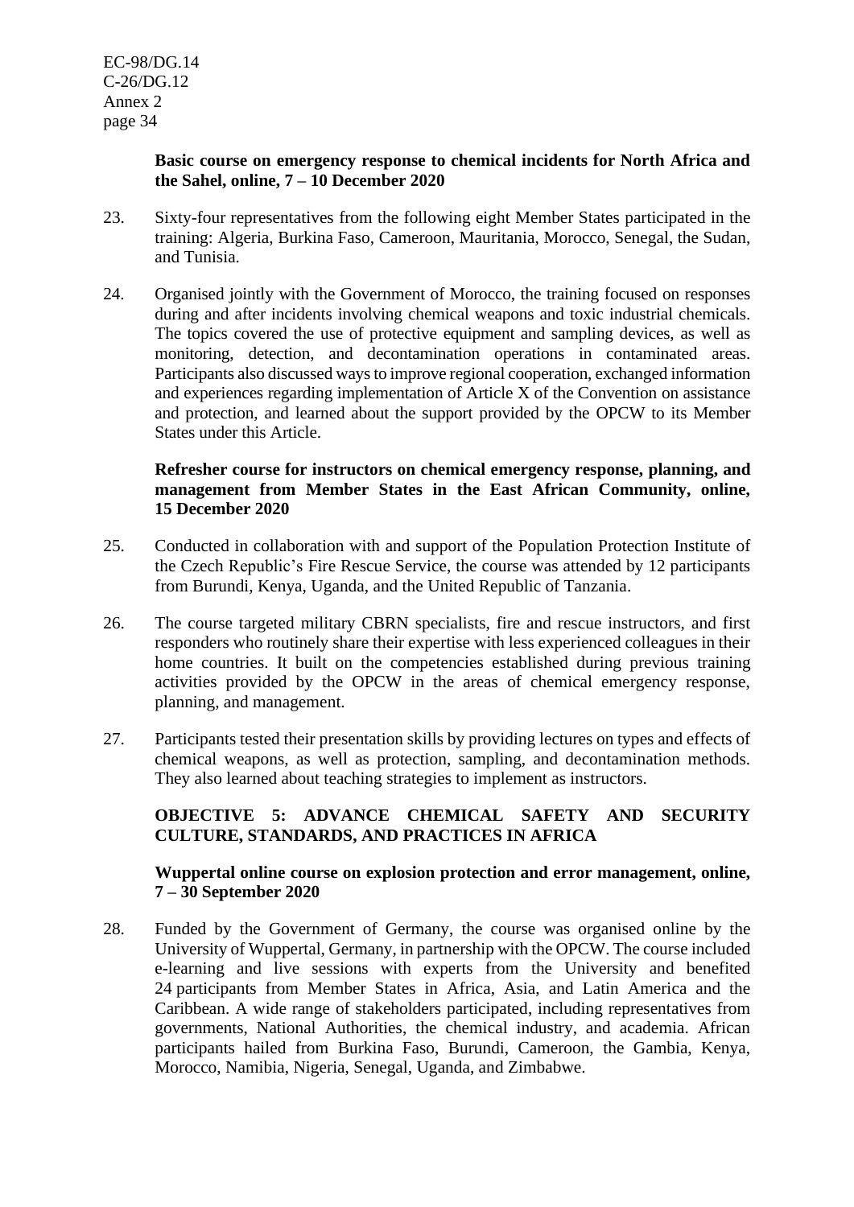**Basic course on emergency response to chemical incidents for North Africa and the Sahel, online, 7 – 10 December 2020**

23. Sixty-four representatives from the following eight Member States participated in the training: Algeria, Burkina Faso, Cameroon, Mauritania, Morocco, Senegal, the Sudan, and Tunisia.

24. Organised jointly with the Government of Morocco, the training focused on responses during and after incidents involving chemical weapons and toxic industrial chemicals. The topics covered the use of protective equipment and sampling devices, as well as monitoring, detection, and decontamination operations in contaminated areas. Participants also discussed ways to improve regional cooperation, exchanged information and experiences regarding implementation of Article X of the Convention on assistance and protection, and learned about the support provided by the OPCW to its Member States under this Article.

**Refresher course for instructors on chemical emergency response, planning, and management from Member States in the East African Community, online, 15 December 2020**

25. Conducted in collaboration with and support of the Population Protection Institute of the Czech Republic's Fire Rescue Service, the course was attended by 12 participants from Burundi, Kenya, Uganda, and the United Republic of Tanzania.

26. The course targeted military CBRN specialists, fire and rescue instructors, and first responders who routinely share their expertise with less experienced colleagues in their home countries. It built on the competencies established during previous training activities provided by the OPCW in the areas of chemical emergency response, planning, and management.

27. Participants tested their presentation skills by providing lectures on types and effects of chemical weapons, as well as protection, sampling, and decontamination methods. They also learned about teaching strategies to implement as instructors.

**OBJECTIVE 5: ADVANCE CHEMICAL SAFETY AND SECURITY CULTURE, STANDARDS, AND PRACTICES IN AFRICA**

**Wuppertal online course on explosion protection and error management, online, 7 – 30 September 2020**

28. Funded by the Government of Germany, the course was organised online by the University of Wuppertal, Germany, in partnership with the OPCW. The course included e-learning and live sessions with experts from the University and benefited 24 participants from Member States in Africa, Asia, and Latin America and the Caribbean. A wide range of stakeholders participated, including representatives from governments, National Authorities, the chemical industry, and academia. African participants hailed from Burkina Faso, Burundi, Cameroon, the Gambia, Kenya, Morocco, Namibia, Nigeria, Senegal, Uganda, and Zimbabwe.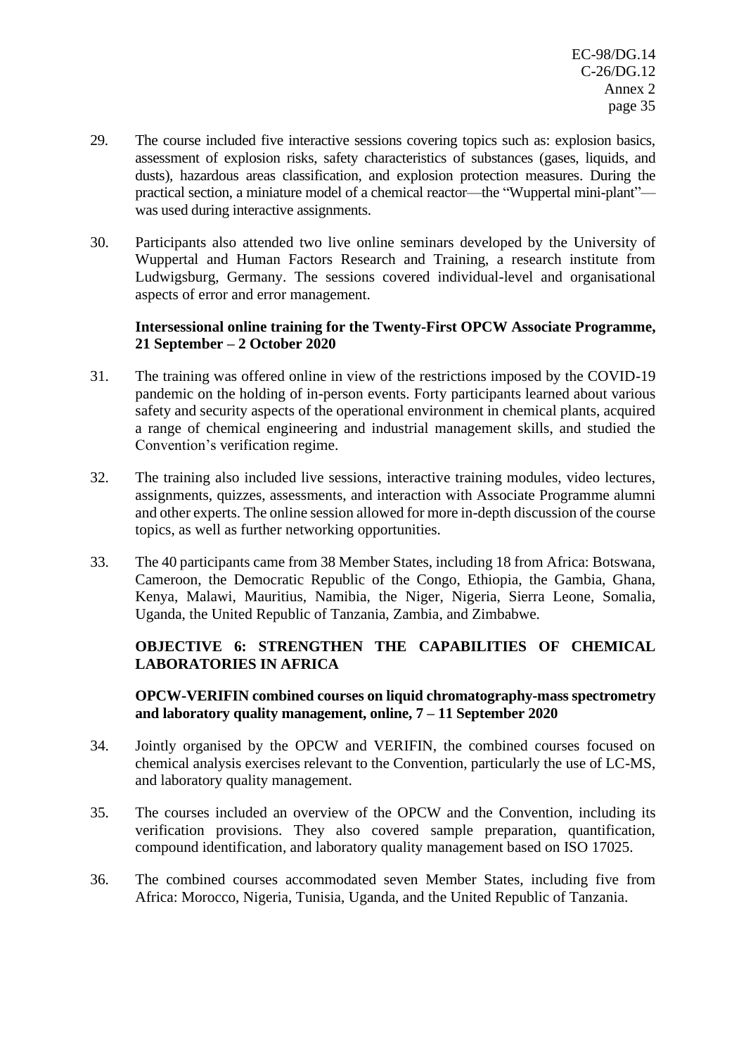29. The course included five interactive sessions covering topics such as: explosion basics, assessment of explosion risks, safety characteristics of substances (gases, liquids, and dusts), hazardous areas classification, and explosion protection measures. During the practical section, a miniature model of a chemical reactor—the "Wuppertal mini-plant"—was used during interactive assignments.

30. Participants also attended two live online seminars developed by the University of Wuppertal and Human Factors Research and Training, a research institute from Ludwigsburg, Germany. The sessions covered individual-level and organisational aspects of error and error management.

**Intersessional online training for the Twenty-First OPCW Associate Programme, 21 September – 2 October 2020**

31. The training was offered online in view of the restrictions imposed by the COVID-19 pandemic on the holding of in-person events. Forty participants learned about various safety and security aspects of the operational environment in chemical plants, acquired a range of chemical engineering and industrial management skills, and studied the Convention's verification regime.

32. The training also included live sessions, interactive training modules, video lectures, assignments, quizzes, assessments, and interaction with Associate Programme alumni and other experts. The online session allowed for more in-depth discussion of the course topics, as well as further networking opportunities.

33. The 40 participants came from 38 Member States, including 18 from Africa: Botswana, Cameroon, the Democratic Republic of the Congo, Ethiopia, the Gambia, Ghana, Kenya, Malawi, Mauritius, Namibia, the Niger, Nigeria, Sierra Leone, Somalia, Uganda, the United Republic of Tanzania, Zambia, and Zimbabwe.

**OBJECTIVE 6: STRENGTHEN THE CAPABILITIES OF CHEMICAL LABORATORIES IN AFRICA**

**OPCW-VERIFIN combined courses on liquid chromatography-mass spectrometry and laboratory quality management, online, 7 – 11 September 2020**

34. Jointly organised by the OPCW and VERIFIN, the combined courses focused on chemical analysis exercises relevant to the Convention, particularly the use of LC-MS, and laboratory quality management.

35. The courses included an overview of the OPCW and the Convention, including its verification provisions. They also covered sample preparation, quantification, compound identification, and laboratory quality management based on ISO 17025.

36. The combined courses accommodated seven Member States, including five from Africa: Morocco, Nigeria, Tunisia, Uganda, and the United Republic of Tanzania.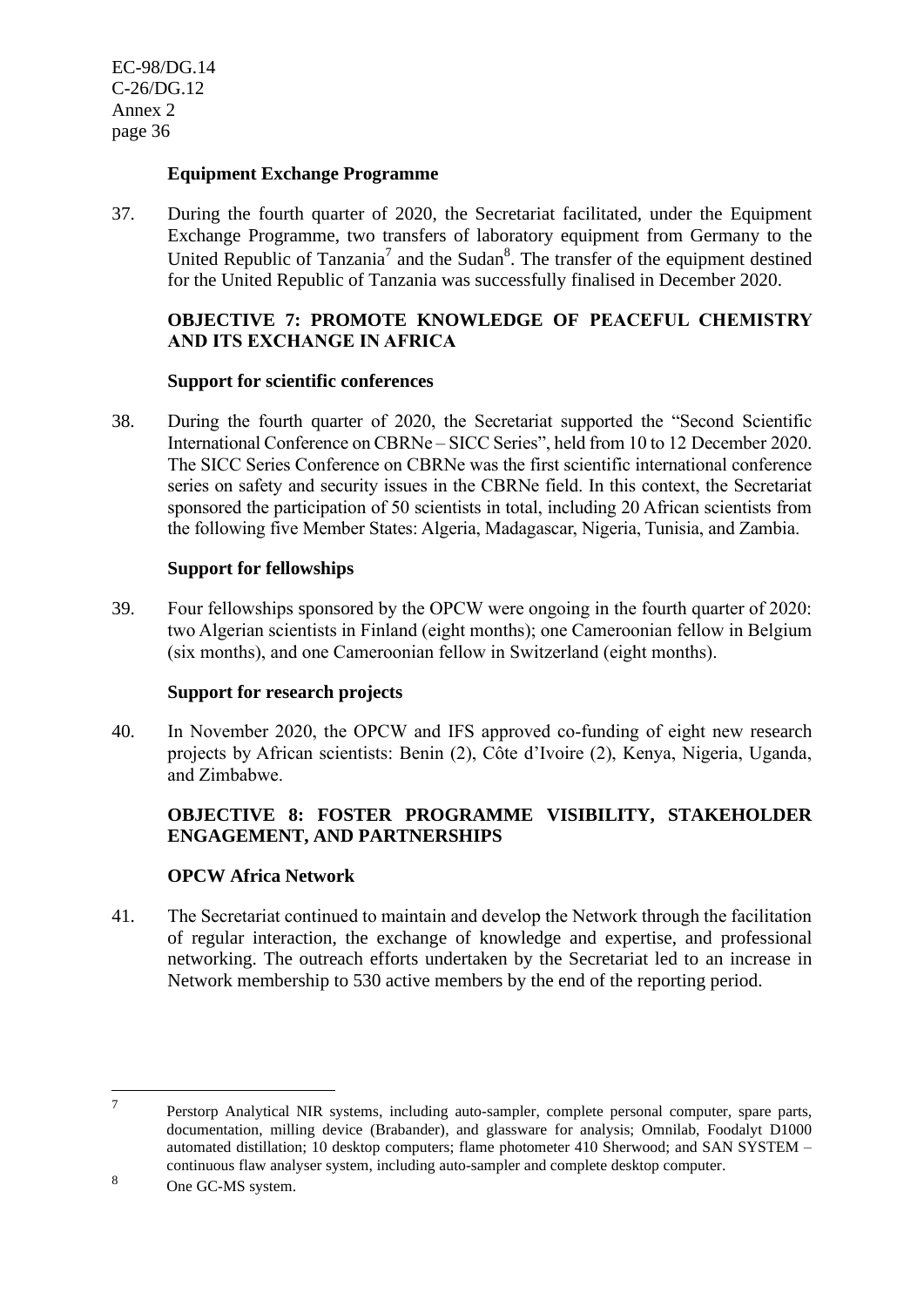### Equipment Exchange Programme

37. During the fourth quarter of 2020, the Secretariat facilitated, under the Equipment Exchange Programme, two transfers of laboratory equipment from Germany to the United Republic of Tanzania[7] and the Sudan[8]. The transfer of the equipment destined for the United Republic of Tanzania was successfully finalised in December 2020.

### OBJECTIVE 7: PROMOTE KNOWLEDGE OF PEACEFUL CHEMISTRY AND ITS EXCHANGE IN AFRICA

### Support for scientific conferences

38. During the fourth quarter of 2020, the Secretariat supported the "Second Scientific International Conference on CBRNe – SICC Series", held from 10 to 12 December 2020. The SICC Series Conference on CBRNe was the first scientific international conference series on safety and security issues in the CBRNe field. In this context, the Secretariat sponsored the participation of 50 scientists in total, including 20 African scientists from the following five Member States: Algeria, Madagascar, Nigeria, Tunisia, and Zambia.

### Support for fellowships

39. Four fellowships sponsored by the OPCW were ongoing in the fourth quarter of 2020: two Algerian scientists in Finland (eight months); one Cameroonian fellow in Belgium (six months), and one Cameroonian fellow in Switzerland (eight months).

### Support for research projects

40. In November 2020, the OPCW and IFS approved co-funding of eight new research projects by African scientists: Benin (2), Côte d'Ivoire (2), Kenya, Nigeria, Uganda, and Zimbabwe.

### OBJECTIVE 8: FOSTER PROGRAMME VISIBILITY, STAKEHOLDER ENGAGEMENT, AND PARTNERSHIPS

### OPCW Africa Network

41. The Secretariat continued to maintain and develop the Network through the facilitation of regular interaction, the exchange of knowledge and expertise, and professional networking. The outreach efforts undertaken by the Secretariat led to an increase in Network membership to 530 active members by the end of the reporting period.

---

[7] Perstorp Analytical NIR systems, including auto-sampler, complete personal computer, spare parts, documentation, milling device (Brabander), and glassware for analysis; Omnilab, Foodalyt D1000 automated distillation; 10 desktop computers; flame photometer 410 Sherwood; and SAN SYSTEM – continuous flaw analyser system, including auto-sampler and complete desktop computer.

[8] One GC-MS system.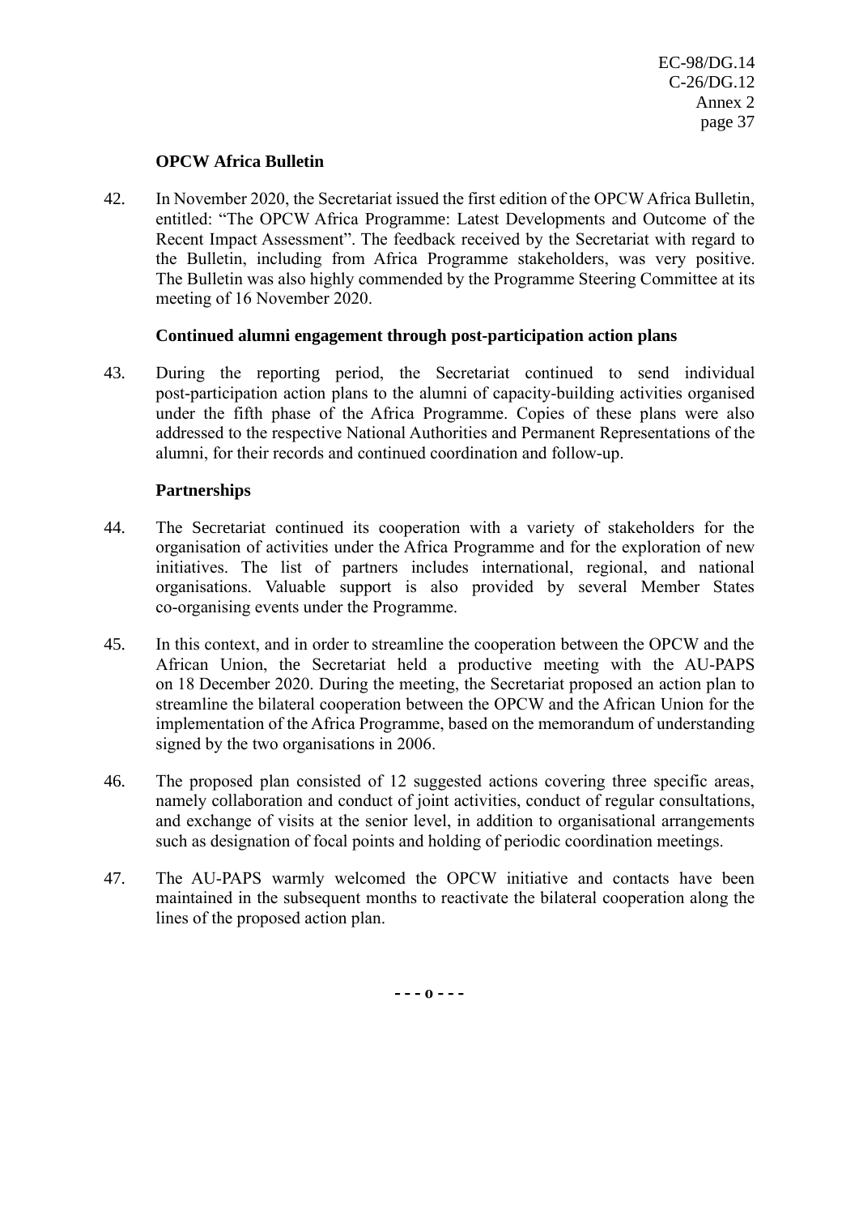**OPCW Africa Bulletin**

42. In November 2020, the Secretariat issued the first edition of the OPCW Africa Bulletin, entitled: "The OPCW Africa Programme: Latest Developments and Outcome of the Recent Impact Assessment". The feedback received by the Secretariat with regard to the Bulletin, including from Africa Programme stakeholders, was very positive. The Bulletin was also highly commended by the Programme Steering Committee at its meeting of 16 November 2020.

**Continued alumni engagement through post-participation action plans**

43. During the reporting period, the Secretariat continued to send individual post-participation action plans to the alumni of capacity-building activities organised under the fifth phase of the Africa Programme. Copies of these plans were also addressed to the respective National Authorities and Permanent Representations of the alumni, for their records and continued coordination and follow-up.

**Partnerships**

44. The Secretariat continued its cooperation with a variety of stakeholders for the organisation of activities under the Africa Programme and for the exploration of new initiatives. The list of partners includes international, regional, and national organisations. Valuable support is also provided by several Member States co-organising events under the Programme.

45. In this context, and in order to streamline the cooperation between the OPCW and the African Union, the Secretariat held a productive meeting with the AU-PAPS on 18 December 2020. During the meeting, the Secretariat proposed an action plan to streamline the bilateral cooperation between the OPCW and the African Union for the implementation of the Africa Programme, based on the memorandum of understanding signed by the two organisations in 2006.

46. The proposed plan consisted of 12 suggested actions covering three specific areas, namely collaboration and conduct of joint activities, conduct of regular consultations, and exchange of visits at the senior level, in addition to organisational arrangements such as designation of focal points and holding of periodic coordination meetings.

47. The AU-PAPS warmly welcomed the OPCW initiative and contacts have been maintained in the subsequent months to reactivate the bilateral cooperation along the lines of the proposed action plan.

**- - - o - - -**